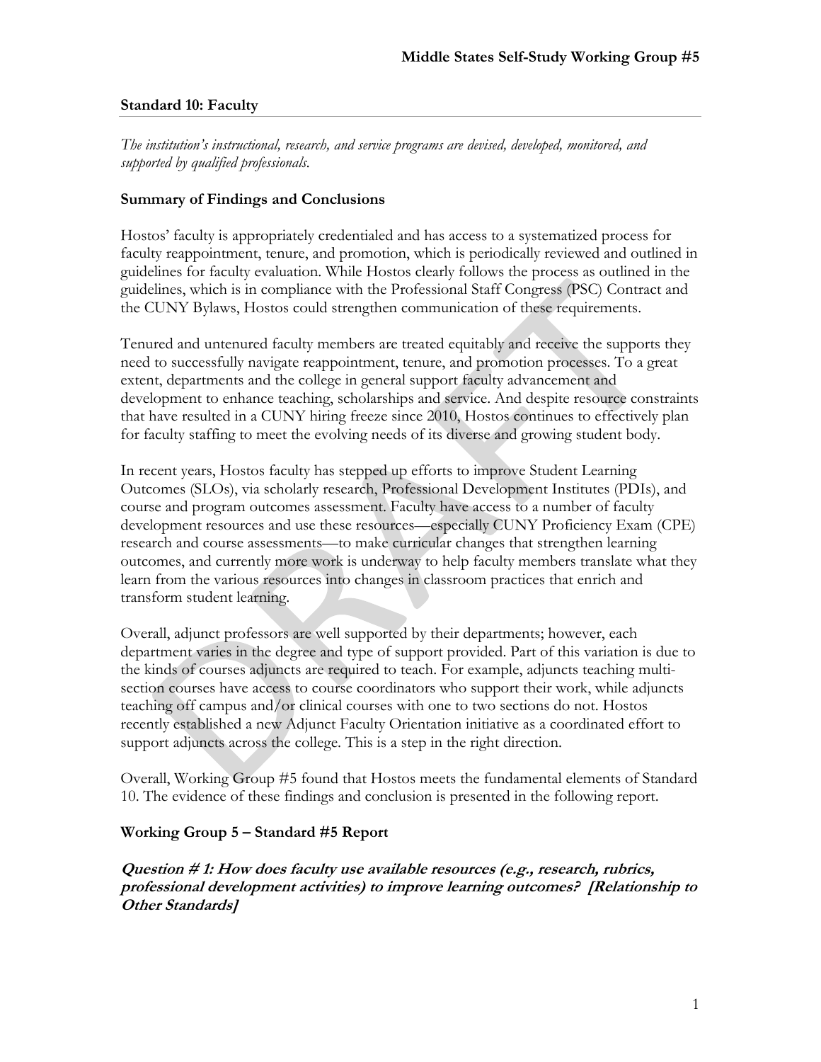**Standard 10: Faculty**

*The institution's instructional, research, and service programs are devised, developed, monitored, and supported by qualified professionals.*

**Summary of Findings and Conclusions**

Hostos' faculty is appropriately credentialed and has access to a systematized process for faculty reappointment, tenure, and promotion, which is periodically reviewed and outlined in guidelines for faculty evaluation. While Hostos clearly follows the process as outlined in the guidelines, which is in compliance with the Professional Staff Congress (PSC) Contract and the CUNY Bylaws, Hostos could strengthen communication of these requirements.

Tenured and untenured faculty members are treated equitably and receive the supports they need to successfully navigate reappointment, tenure, and promotion processes. To a great extent, departments and the college in general support faculty advancement and development to enhance teaching, scholarships and service. And despite resource constraints that have resulted in a CUNY hiring freeze since 2010, Hostos continues to effectively plan for faculty staffing to meet the evolving needs of its diverse and growing student body.

In recent years, Hostos faculty has stepped up efforts to improve Student Learning Outcomes (SLOs), via scholarly research, Professional Development Institutes (PDIs), and course and program outcomes assessment. Faculty have access to a number of faculty development resources and use these resources—especially CUNY Proficiency Exam (CPE) research and course assessments—to make curricular changes that strengthen learning outcomes, and currently more work is underway to help faculty members translate what they learn from the various resources into changes in classroom practices that enrich and transform student learning.

Overall, adjunct professors are well supported by their departments; however, each department varies in the degree and type of support provided. Part of this variation is due to the kinds of courses adjuncts are required to teach. For example, adjuncts teaching multi-section courses have access to course coordinators who support their work, while adjuncts teaching off campus and/or clinical courses with one to two sections do not. Hostos recently established a new Adjunct Faculty Orientation initiative as a coordinated effort to support adjuncts across the college. This is a step in the right direction.

Overall, Working Group #5 found that Hostos meets the fundamental elements of Standard 10. The evidence of these findings and conclusion is presented in the following report.

**Working Group 5 – Standard #5 Report**

***Question # 1: How does faculty use available resources (e.g., research, rubrics, professional development activities) to improve learning outcomes? [Relationship to Other Standards]***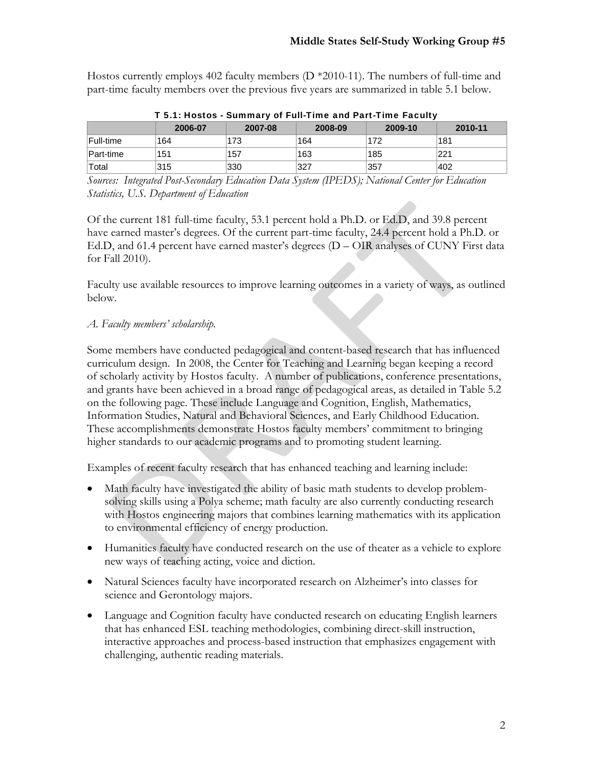Hostos currently employs 402 faculty members (D *2010-11). The numbers of full-time and part-time faculty members over the previous five years are summarized in table 5.1 below.

**T 5.1: Hostos - Summary of Full-Time and Part-Time Faculty**

| | 2006-07 | 2007-08 | 2008-09 | 2009-10 | 2010-11 |
|---|---|---|---|---|---|
| Full-time | 164 | 173 | 164 | 172 | 181 |
| Part-time | 151 | 157 | 163 | 185 | 221 |
| Total | 315 | 330 | 327 | 357 | 402 |

*Sources: Integrated Post-Secondary Education Data System (IPEDS); National Center for Education Statistics, U.S. Department of Education*

Of the current 181 full-time faculty, 53.1 percent hold a Ph.D. or Ed.D, and 39.8 percent have earned master's degrees. Of the current part-time faculty, 24.4 percent hold a Ph.D. or Ed.D, and 61.4 percent have earned master's degrees (D – OIR analyses of CUNY First data for Fall 2010).

Faculty use available resources to improve learning outcomes in a variety of ways, as outlined below.

*A. Faculty members' scholarship.*

Some members have conducted pedagogical and content-based research that has influenced curriculum design. In 2008, the Center for Teaching and Learning began keeping a record of scholarly activity by Hostos faculty. A number of publications, conference presentations, and grants have been achieved in a broad range of pedagogical areas, as detailed in Table 5.2 on the following page. These include Language and Cognition, English, Mathematics, Information Studies, Natural and Behavioral Sciences, and Early Childhood Education. These accomplishments demonstrate Hostos faculty members' commitment to bringing higher standards to our academic programs and to promoting student learning.

Examples of recent faculty research that has enhanced teaching and learning include:

- Math faculty have investigated the ability of basic math students to develop problem-solving skills using a Polya scheme; math faculty are also currently conducting research with Hostos engineering majors that combines learning mathematics with its application to environmental efficiency of energy production.
- Humanities faculty have conducted research on the use of theater as a vehicle to explore new ways of teaching acting, voice and diction.
- Natural Sciences faculty have incorporated research on Alzheimer's into classes for science and Gerontology majors.
- Language and Cognition faculty have conducted research on educating English learners that has enhanced ESL teaching methodologies, combining direct-skill instruction, interactive approaches and process-based instruction that emphasizes engagement with challenging, authentic reading materials.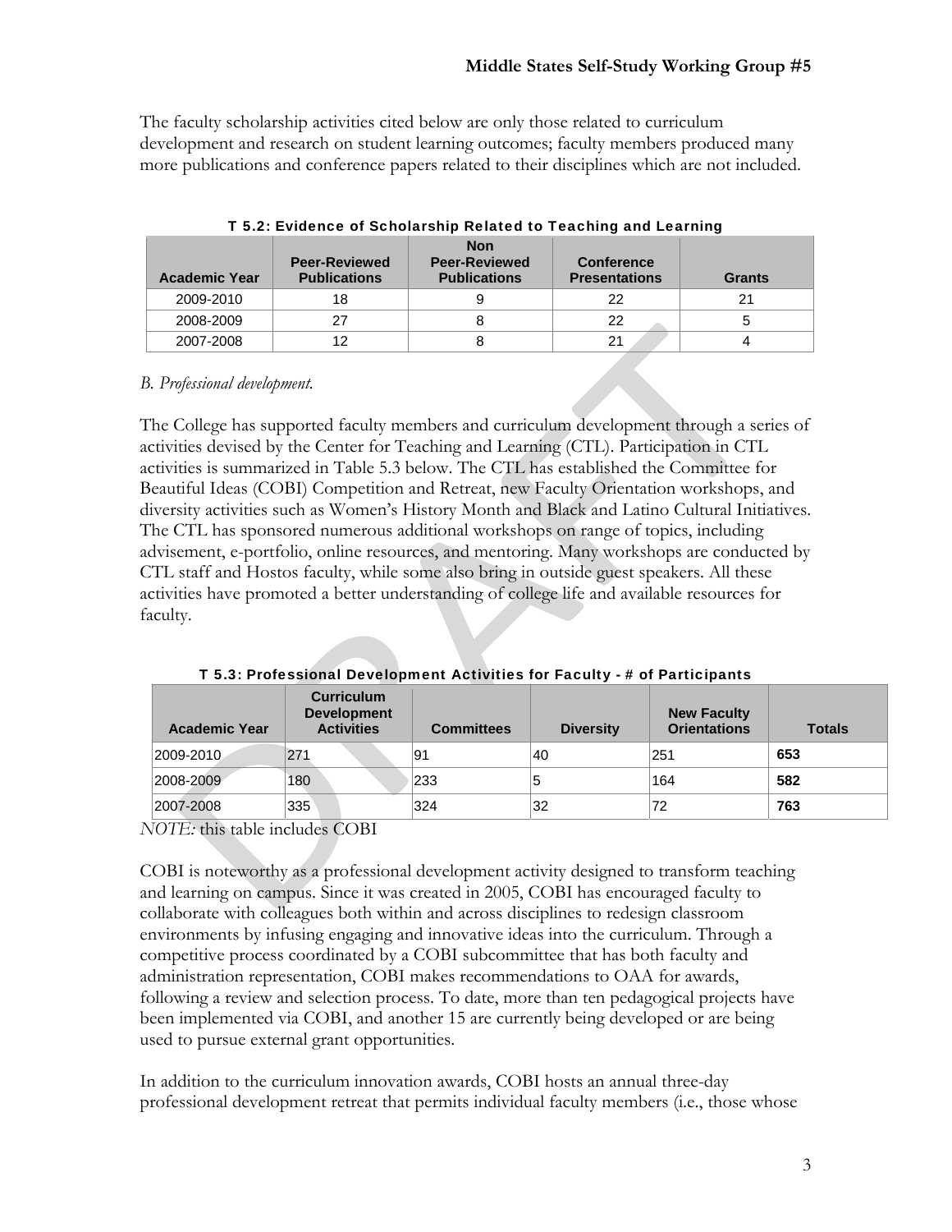The faculty scholarship activities cited below are only those related to curriculum development and research on student learning outcomes; faculty members produced many more publications and conference papers related to their disciplines which are not included.

**T 5.2: Evidence of Scholarship Related to Teaching and Learning**

| Academic Year | Peer-Reviewed Publications | Non Peer-Reviewed Publications | Conference Presentations | Grants |
|---|---|---|---|---|
| 2009-2010 | 18 | 9 | 22 | 21 |
| 2008-2009 | 27 | 8 | 22 | 5 |
| 2007-2008 | 12 | 8 | 21 | 4 |

*B. Professional development.*

The College has supported faculty members and curriculum development through a series of activities devised by the Center for Teaching and Learning (CTL). Participation in CTL activities is summarized in Table 5.3 below. The CTL has established the Committee for Beautiful Ideas (COBI) Competition and Retreat, new Faculty Orientation workshops, and diversity activities such as Women's History Month and Black and Latino Cultural Initiatives. The CTL has sponsored numerous additional workshops on range of topics, including advisement, e-portfolio, online resources, and mentoring. Many workshops are conducted by CTL staff and Hostos faculty, while some also bring in outside guest speakers. All these activities have promoted a better understanding of college life and available resources for faculty.

**T 5.3: Professional Development Activities for Faculty - # of Participants**

| Academic Year | Curriculum Development Activities | Committees | Diversity | New Faculty Orientations | Totals |
|---|---|---|---|---|---|
| 2009-2010 | 271 | 91 | 40 | 251 | **653** |
| 2008-2009 | 180 | 233 | 5 | 164 | **582** |
| 2007-2008 | 335 | 324 | 32 | 72 | **763** |

*NOTE:* this table includes COBI

COBI is noteworthy as a professional development activity designed to transform teaching and learning on campus. Since it was created in 2005, COBI has encouraged faculty to collaborate with colleagues both within and across disciplines to redesign classroom environments by infusing engaging and innovative ideas into the curriculum. Through a competitive process coordinated by a COBI subcommittee that has both faculty and administration representation, COBI makes recommendations to OAA for awards, following a review and selection process. To date, more than ten pedagogical projects have been implemented via COBI, and another 15 are currently being developed or are being used to pursue external grant opportunities.

In addition to the curriculum innovation awards, COBI hosts an annual three-day professional development retreat that permits individual faculty members (i.e., those whose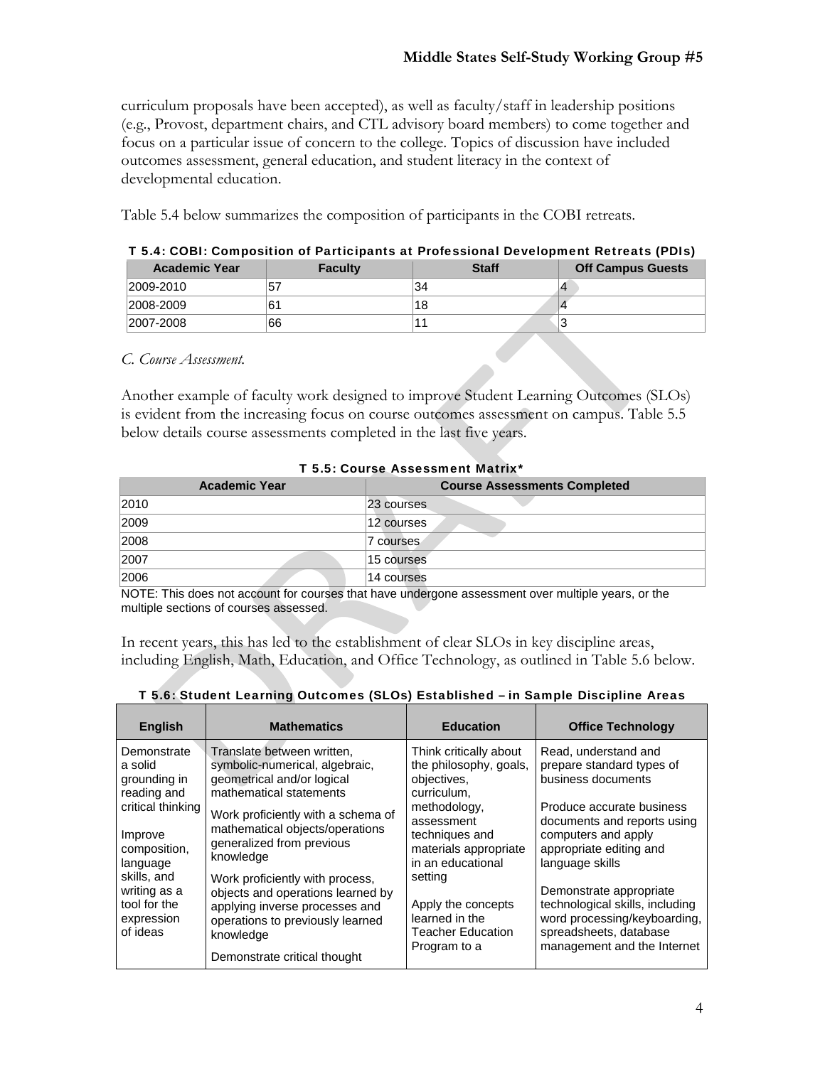curriculum proposals have been accepted), as well as faculty/staff in leadership positions (e.g., Provost, department chairs, and CTL advisory board members) to come together and focus on a particular issue of concern to the college. Topics of discussion have included outcomes assessment, general education, and student literacy in the context of developmental education.

Table 5.4 below summarizes the composition of participants in the COBI retreats.

**T 5.4: COBI: Composition of Participants at Professional Development Retreats (PDIs)**

| Academic Year | Faculty | Staff | Off Campus Guests |
|---|---|---|---|
| 2009-2010 | 57 | 34 | 4 |
| 2008-2009 | 61 | 18 | 4 |
| 2007-2008 | 66 | 11 | 3 |

*C. Course Assessment.*

Another example of faculty work designed to improve Student Learning Outcomes (SLOs) is evident from the increasing focus on course outcomes assessment on campus. Table 5.5 below details course assessments completed in the last five years.

**T 5.5: Course Assessment Matrix***

| Academic Year | Course Assessments Completed |
|---|---|
| 2010 | 23 courses |
| 2009 | 12 courses |
| 2008 | 7 courses |
| 2007 | 15 courses |
| 2006 | 14 courses |

NOTE: This does not account for courses that have undergone assessment over multiple years, or the multiple sections of courses assessed.

In recent years, this has led to the establishment of clear SLOs in key discipline areas, including English, Math, Education, and Office Technology, as outlined in Table 5.6 below.

**T 5.6: Student Learning Outcomes (SLOs) Established – in Sample Discipline Areas**

| English | Mathematics | Education | Office Technology |
|---|---|---|---|
| Demonstrate a solid grounding in reading and critical thinking<br><br>Improve composition, language skills, and writing as a tool for the expression of ideas | Translate between written, symbolic-numerical, algebraic, geometrical and/or logical mathematical statements<br><br>Work proficiently with a schema of mathematical objects/operations generalized from previous knowledge<br><br>Work proficiently with process, objects and operations learned by applying inverse processes and operations to previously learned knowledge<br><br>Demonstrate critical thought | Think critically about the philosophy, goals, objectives, curriculum, methodology, assessment techniques and materials appropriate in an educational setting<br><br>Apply the concepts learned in the Teacher Education Program to a | Read, understand and prepare standard types of business documents<br><br>Produce accurate business documents and reports using computers and apply appropriate editing and language skills<br><br>Demonstrate appropriate technological skills, including word processing/keyboarding, spreadsheets, database management and the Internet |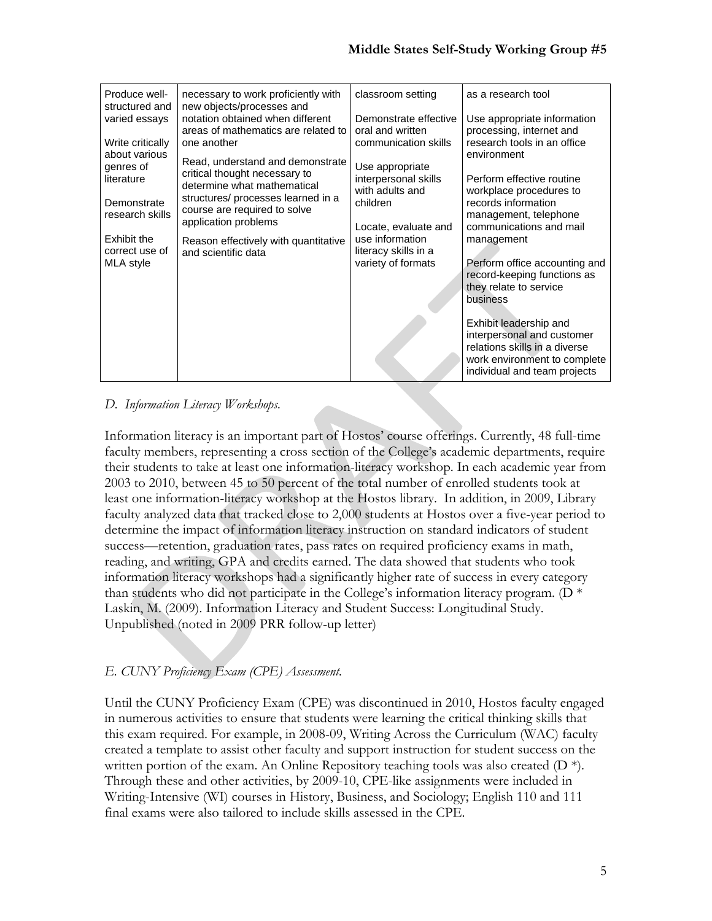| Produce well-structured and varied essays<br><br>Write critically about various genres of literature<br><br>Demonstrate research skills<br><br>Exhibit the correct use of MLA style | necessary to work proficiently with new objects/processes and notation obtained when different areas of mathematics are related to one another<br><br>Read, understand and demonstrate critical thought necessary to determine what mathematical structures/ processes learned in a course are required to solve application problems<br><br>Reason effectively with quantitative and scientific data | classroom setting<br><br>Demonstrate effective oral and written communication skills<br><br>Use appropriate interpersonal skills with adults and children<br><br>Locate, evaluate and use information literacy skills in a variety of formats | as a research tool<br><br>Use appropriate information processing, internet and research tools in an office environment<br><br>Perform effective routine workplace procedures to records information management, telephone communications and mail management<br><br>Perform office accounting and record-keeping functions as they relate to service business<br><br>Exhibit leadership and interpersonal and customer relations skills in a diverse work environment to complete individual and team projects |
|---|---|---|---|

*D. Information Literacy Workshops.*

Information literacy is an important part of Hostos' course offerings. Currently, 48 full-time faculty members, representing a cross section of the College's academic departments, require their students to take at least one information-literacy workshop. In each academic year from 2003 to 2010, between 45 to 50 percent of the total number of enrolled students took at least one information-literacy workshop at the Hostos library. In addition, in 2009, Library faculty analyzed data that tracked close to 2,000 students at Hostos over a five-year period to determine the impact of information literacy instruction on standard indicators of student success—retention, graduation rates, pass rates on required proficiency exams in math, reading, and writing, GPA and credits earned. The data showed that students who took information literacy workshops had a significantly higher rate of success in every category than students who did not participate in the College's information literacy program. (D * Laskin, M. (2009). Information Literacy and Student Success: Longitudinal Study. Unpublished (noted in 2009 PRR follow-up letter)

*E. CUNY Proficiency Exam (CPE) Assessment.*

Until the CUNY Proficiency Exam (CPE) was discontinued in 2010, Hostos faculty engaged in numerous activities to ensure that students were learning the critical thinking skills that this exam required. For example, in 2008-09, Writing Across the Curriculum (WAC) faculty created a template to assist other faculty and support instruction for student success on the written portion of the exam. An Online Repository teaching tools was also created (D *). Through these and other activities, by 2009-10, CPE-like assignments were included in Writing-Intensive (WI) courses in History, Business, and Sociology; English 110 and 111 final exams were also tailored to include skills assessed in the CPE.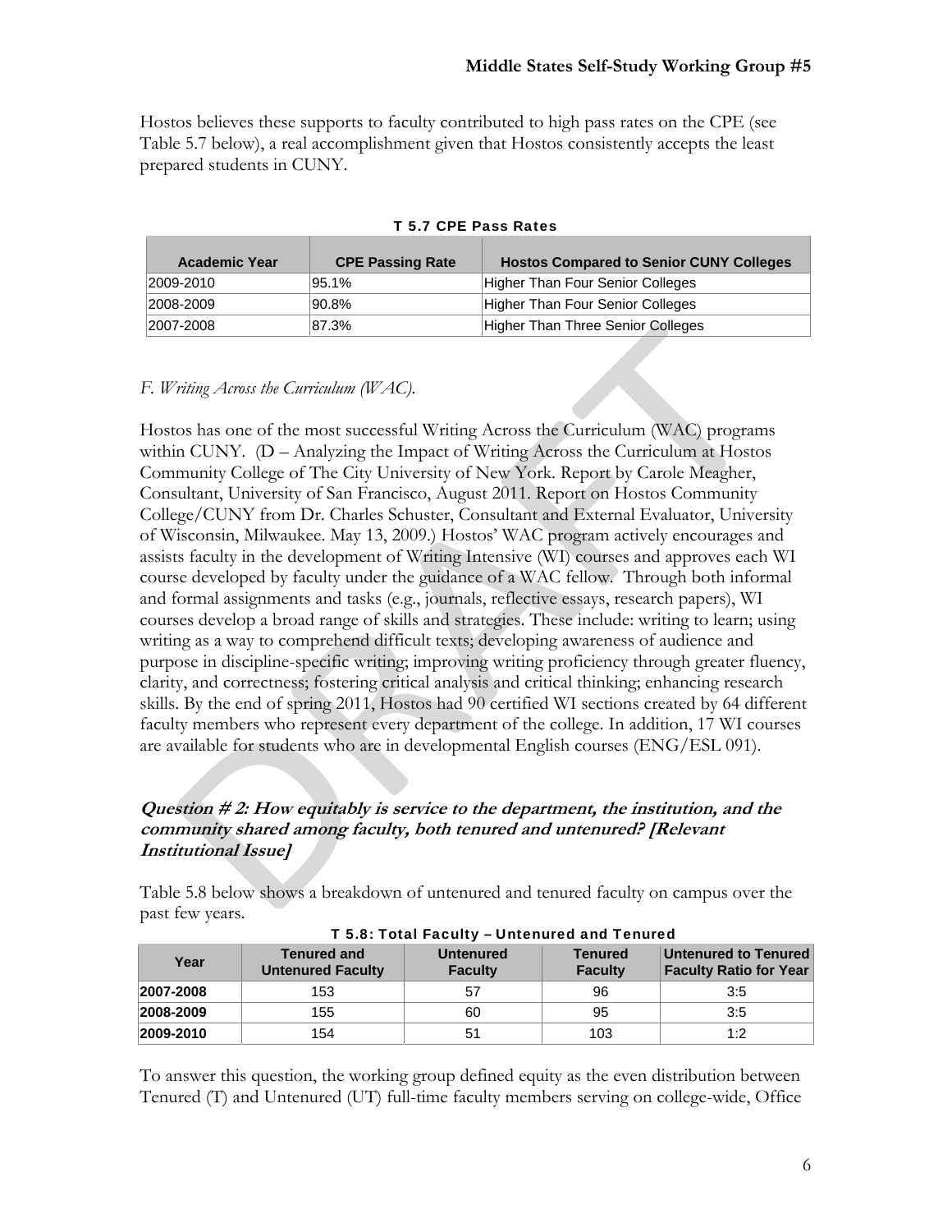Hostos believes these supports to faculty contributed to high pass rates on the CPE (see Table 5.7 below), a real accomplishment given that Hostos consistently accepts the least prepared students in CUNY.

**T 5.7 CPE Pass Rates**

| Academic Year | CPE Passing Rate | Hostos Compared to Senior CUNY Colleges |
|---|---|---|
| 2009-2010 | 95.1% | Higher Than Four Senior Colleges |
| 2008-2009 | 90.8% | Higher Than Four Senior Colleges |
| 2007-2008 | 87.3% | Higher Than Three Senior Colleges |

*F. Writing Across the Curriculum (WAC).*

Hostos has one of the most successful Writing Across the Curriculum (WAC) programs within CUNY. (D – Analyzing the Impact of Writing Across the Curriculum at Hostos Community College of The City University of New York. Report by Carole Meagher, Consultant, University of San Francisco, August 2011. Report on Hostos Community College/CUNY from Dr. Charles Schuster, Consultant and External Evaluator, University of Wisconsin, Milwaukee. May 13, 2009.) Hostos' WAC program actively encourages and assists faculty in the development of Writing Intensive (WI) courses and approves each WI course developed by faculty under the guidance of a WAC fellow. Through both informal and formal assignments and tasks (e.g., journals, reflective essays, research papers), WI courses develop a broad range of skills and strategies. These include: writing to learn; using writing as a way to comprehend difficult texts; developing awareness of audience and purpose in discipline-specific writing; improving writing proficiency through greater fluency, clarity, and correctness; fostering critical analysis and critical thinking; enhancing research skills. By the end of spring 2011, Hostos had 90 certified WI sections created by 64 different faculty members who represent every department of the college. In addition, 17 WI courses are available for students who are in developmental English courses (ENG/ESL 091).

### *Question # 2: How equitably is service to the department, the institution, and the community shared among faculty, both tenured and untenured? [Relevant Institutional Issue]*

Table 5.8 below shows a breakdown of untenured and tenured faculty on campus over the past few years.

**T 5.8: Total Faculty – Untenured and Tenured**

| Year | Tenured and Untenured Faculty | Untenured Faculty | Tenured Faculty | Untenured to Tenured Faculty Ratio for Year |
|---|---|---|---|---|
| **2007-2008** | 153 | 57 | 96 | 3:5 |
| **2008-2009** | 155 | 60 | 95 | 3:5 |
| **2009-2010** | 154 | 51 | 103 | 1:2 |

To answer this question, the working group defined equity as the even distribution between Tenured (T) and Untenured (UT) full-time faculty members serving on college-wide, Office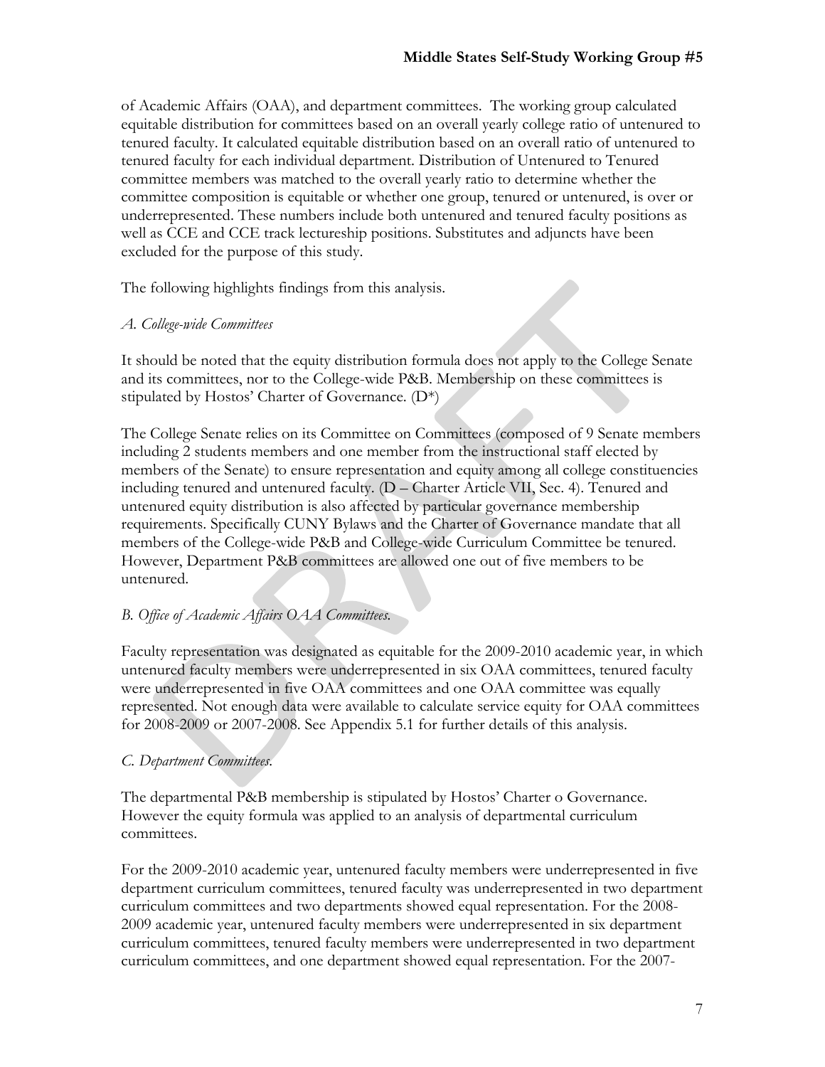of Academic Affairs (OAA), and department committees. The working group calculated equitable distribution for committees based on an overall yearly college ratio of untenured to tenured faculty. It calculated equitable distribution based on an overall ratio of untenured to tenured faculty for each individual department. Distribution of Untenured to Tenured committee members was matched to the overall yearly ratio to determine whether the committee composition is equitable or whether one group, tenured or untenured, is over or underrepresented. These numbers include both untenured and tenured faculty positions as well as CCE and CCE track lectureship positions. Substitutes and adjuncts have been excluded for the purpose of this study.

The following highlights findings from this analysis.

*A. College-wide Committees*

It should be noted that the equity distribution formula does not apply to the College Senate and its committees, nor to the College-wide P&B. Membership on these committees is stipulated by Hostos' Charter of Governance. (D*)

The College Senate relies on its Committee on Committees (composed of 9 Senate members including 2 students members and one member from the instructional staff elected by members of the Senate) to ensure representation and equity among all college constituencies including tenured and untenured faculty. (D – Charter Article VII, Sec. 4). Tenured and untenured equity distribution is also affected by particular governance membership requirements. Specifically CUNY Bylaws and the Charter of Governance mandate that all members of the College-wide P&B and College-wide Curriculum Committee be tenured. However, Department P&B committees are allowed one out of five members to be untenured.

*B. Office of Academic Affairs OAA Committees.*

Faculty representation was designated as equitable for the 2009-2010 academic year, in which untenured faculty members were underrepresented in six OAA committees, tenured faculty were underrepresented in five OAA committees and one OAA committee was equally represented. Not enough data were available to calculate service equity for OAA committees for 2008-2009 or 2007-2008. See Appendix 5.1 for further details of this analysis.

*C. Department Committees.*

The departmental P&B membership is stipulated by Hostos' Charter o Governance. However the equity formula was applied to an analysis of departmental curriculum committees.

For the 2009-2010 academic year, untenured faculty members were underrepresented in five department curriculum committees, tenured faculty was underrepresented in two department curriculum committees and two departments showed equal representation. For the 2008-2009 academic year, untenured faculty members were underrepresented in six department curriculum committees, tenured faculty members were underrepresented in two department curriculum committees, and one department showed equal representation. For the 2007-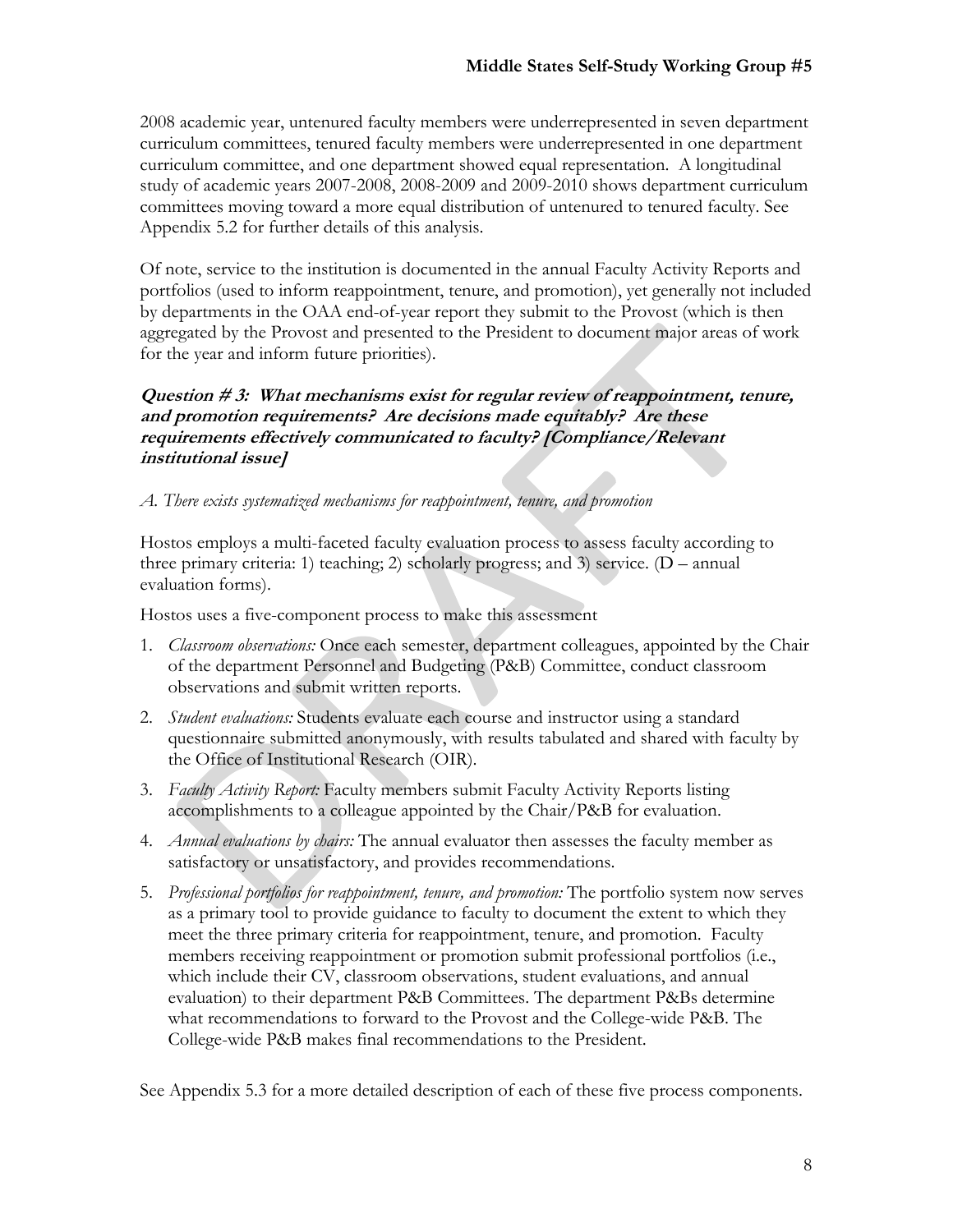2008 academic year, untenured faculty members were underrepresented in seven department curriculum committees, tenured faculty members were underrepresented in one department curriculum committee, and one department showed equal representation. A longitudinal study of academic years 2007-2008, 2008-2009 and 2009-2010 shows department curriculum committees moving toward a more equal distribution of untenured to tenured faculty. See Appendix 5.2 for further details of this analysis.

Of note, service to the institution is documented in the annual Faculty Activity Reports and portfolios (used to inform reappointment, tenure, and promotion), yet generally not included by departments in the OAA end-of-year report they submit to the Provost (which is then aggregated by the Provost and presented to the President to document major areas of work for the year and inform future priorities).

***Question # 3: What mechanisms exist for regular review of reappointment, tenure, and promotion requirements? Are decisions made equitably? Are these requirements effectively communicated to faculty? [Compliance/Relevant institutional issue]***

*A. There exists systematized mechanisms for reappointment, tenure, and promotion*

Hostos employs a multi-faceted faculty evaluation process to assess faculty according to three primary criteria: 1) teaching; 2) scholarly progress; and 3) service. (D – annual evaluation forms).

Hostos uses a five-component process to make this assessment

1. *Classroom observations:* Once each semester, department colleagues, appointed by the Chair of the department Personnel and Budgeting (P&B) Committee, conduct classroom observations and submit written reports.
2. *Student evaluations:* Students evaluate each course and instructor using a standard questionnaire submitted anonymously, with results tabulated and shared with faculty by the Office of Institutional Research (OIR).
3. *Faculty Activity Report:* Faculty members submit Faculty Activity Reports listing accomplishments to a colleague appointed by the Chair/P&B for evaluation.
4. *Annual evaluations by chairs:* The annual evaluator then assesses the faculty member as satisfactory or unsatisfactory, and provides recommendations.
5. *Professional portfolios for reappointment, tenure, and promotion:* The portfolio system now serves as a primary tool to provide guidance to faculty to document the extent to which they meet the three primary criteria for reappointment, tenure, and promotion. Faculty members receiving reappointment or promotion submit professional portfolios (i.e., which include their CV, classroom observations, student evaluations, and annual evaluation) to their department P&B Committees. The department P&Bs determine what recommendations to forward to the Provost and the College-wide P&B. The College-wide P&B makes final recommendations to the President.

See Appendix 5.3 for a more detailed description of each of these five process components.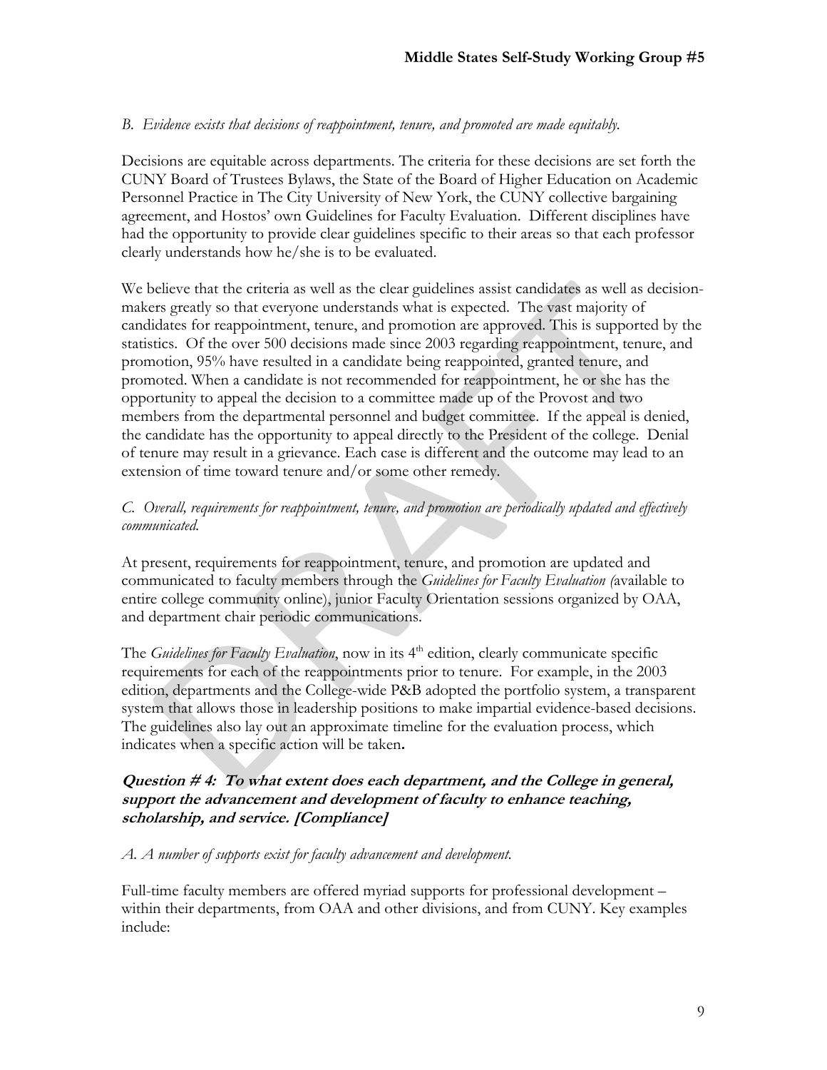*B. Evidence exists that decisions of reappointment, tenure, and promoted are made equitably.*

Decisions are equitable across departments. The criteria for these decisions are set forth the CUNY Board of Trustees Bylaws, the State of the Board of Higher Education on Academic Personnel Practice in The City University of New York, the CUNY collective bargaining agreement, and Hostos' own Guidelines for Faculty Evaluation. Different disciplines have had the opportunity to provide clear guidelines specific to their areas so that each professor clearly understands how he/she is to be evaluated.

We believe that the criteria as well as the clear guidelines assist candidates as well as decision-makers greatly so that everyone understands what is expected. The vast majority of candidates for reappointment, tenure, and promotion are approved. This is supported by the statistics. Of the over 500 decisions made since 2003 regarding reappointment, tenure, and promotion, 95% have resulted in a candidate being reappointed, granted tenure, and promoted. When a candidate is not recommended for reappointment, he or she has the opportunity to appeal the decision to a committee made up of the Provost and two members from the departmental personnel and budget committee. If the appeal is denied, the candidate has the opportunity to appeal directly to the President of the college. Denial of tenure may result in a grievance. Each case is different and the outcome may lead to an extension of time toward tenure and/or some other remedy.

*C. Overall, requirements for reappointment, tenure, and promotion are periodically updated and effectively communicated.*

At present, requirements for reappointment, tenure, and promotion are updated and communicated to faculty members through the *Guidelines for Faculty Evaluation (*available to entire college community online), junior Faculty Orientation sessions organized by OAA, and department chair periodic communications.

The *Guidelines for Faculty Evaluation*, now in its 4th edition, clearly communicate specific requirements for each of the reappointments prior to tenure. For example, in the 2003 edition, departments and the College-wide P&B adopted the portfolio system, a transparent system that allows those in leadership positions to make impartial evidence-based decisions. The guidelines also lay out an approximate timeline for the evaluation process, which indicates when a specific action will be taken**.**

### ***Question # 4: To what extent does each department, and the College in general, support the advancement and development of faculty to enhance teaching, scholarship, and service. [Compliance]***

*A. A number of supports exist for faculty advancement and development.*

Full-time faculty members are offered myriad supports for professional development – within their departments, from OAA and other divisions, and from CUNY. Key examples include: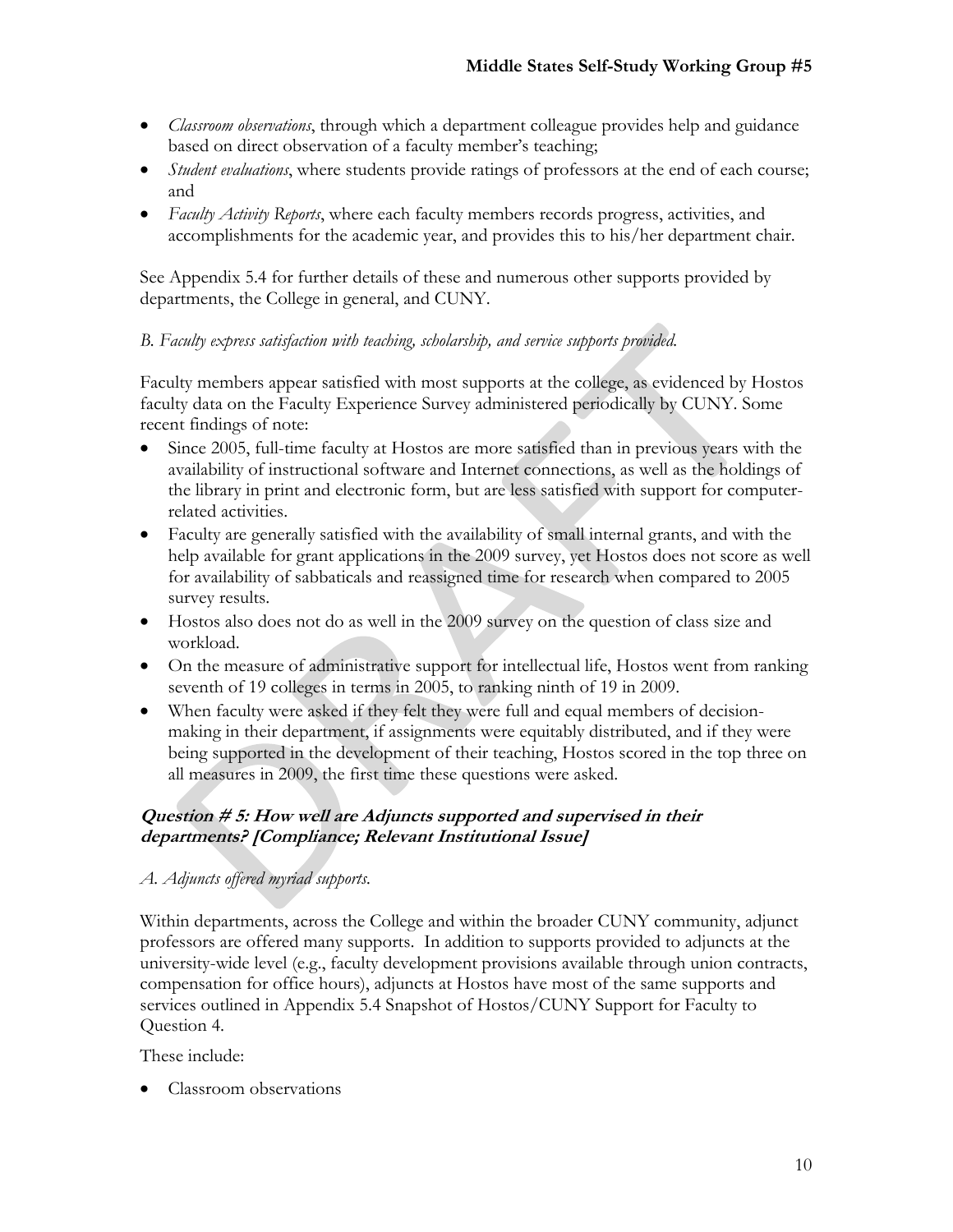- *Classroom observations*, through which a department colleague provides help and guidance based on direct observation of a faculty member's teaching;
- *Student evaluations*, where students provide ratings of professors at the end of each course; and
- *Faculty Activity Reports*, where each faculty members records progress, activities, and accomplishments for the academic year, and provides this to his/her department chair.

See Appendix 5.4 for further details of these and numerous other supports provided by departments, the College in general, and CUNY.

*B. Faculty express satisfaction with teaching, scholarship, and service supports provided.*

Faculty members appear satisfied with most supports at the college, as evidenced by Hostos faculty data on the Faculty Experience Survey administered periodically by CUNY. Some recent findings of note:

- Since 2005, full-time faculty at Hostos are more satisfied than in previous years with the availability of instructional software and Internet connections, as well as the holdings of the library in print and electronic form, but are less satisfied with support for computer-related activities.
- Faculty are generally satisfied with the availability of small internal grants, and with the help available for grant applications in the 2009 survey, yet Hostos does not score as well for availability of sabbaticals and reassigned time for research when compared to 2005 survey results.
- Hostos also does not do as well in the 2009 survey on the question of class size and workload.
- On the measure of administrative support for intellectual life, Hostos went from ranking seventh of 19 colleges in terms in 2005, to ranking ninth of 19 in 2009.
- When faculty were asked if they felt they were full and equal members of decision-making in their department, if assignments were equitably distributed, and if they were being supported in the development of their teaching, Hostos scored in the top three on all measures in 2009, the first time these questions were asked.

### ***Question # 5: How well are Adjuncts supported and supervised in their departments? [Compliance; Relevant Institutional Issue]***

*A. Adjuncts offered myriad supports.*

Within departments, across the College and within the broader CUNY community, adjunct professors are offered many supports. In addition to supports provided to adjuncts at the university-wide level (e.g., faculty development provisions available through union contracts, compensation for office hours), adjuncts at Hostos have most of the same supports and services outlined in Appendix 5.4 Snapshot of Hostos/CUNY Support for Faculty to Question 4.

These include:

- Classroom observations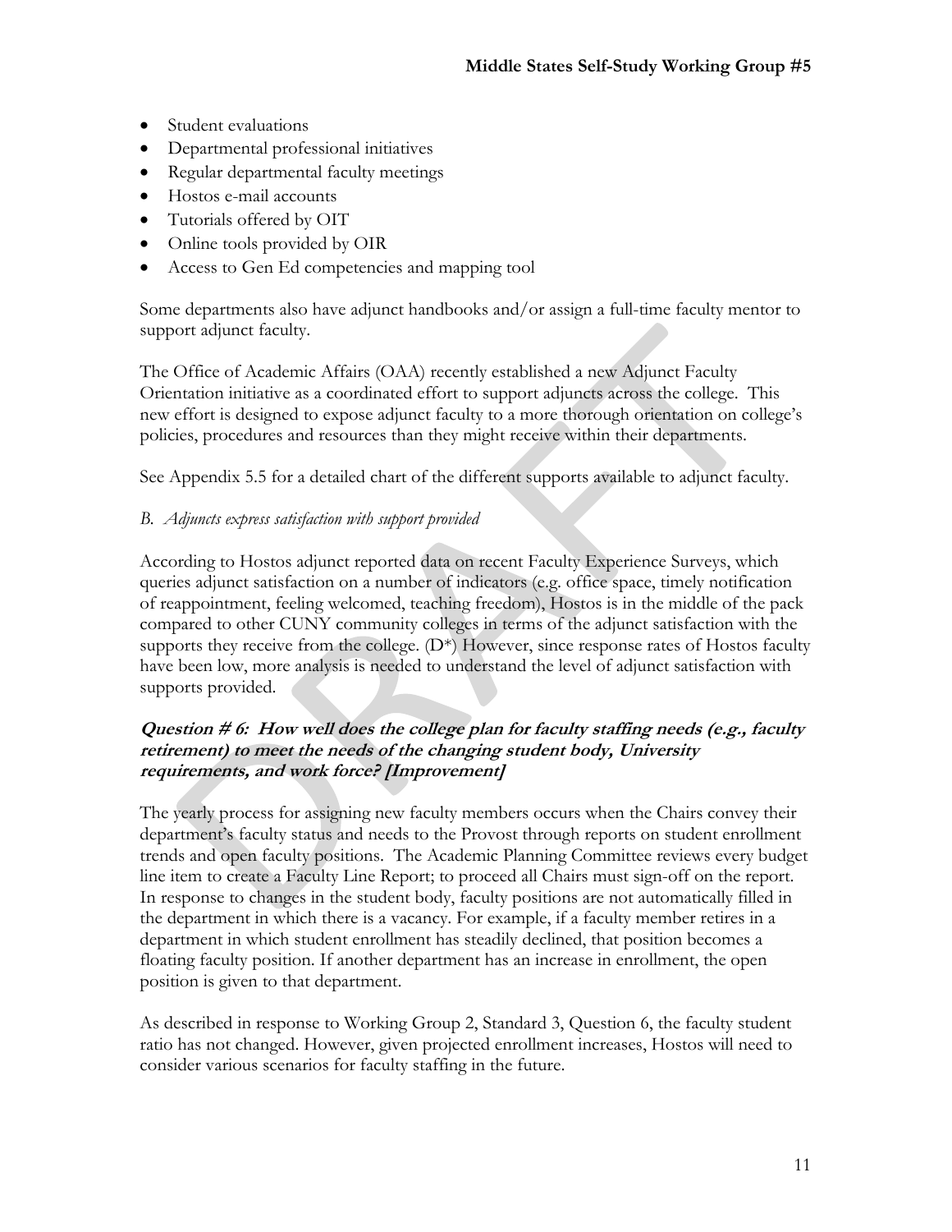- Student evaluations
- Departmental professional initiatives
- Regular departmental faculty meetings
- Hostos e-mail accounts
- Tutorials offered by OIT
- Online tools provided by OIR
- Access to Gen Ed competencies and mapping tool

Some departments also have adjunct handbooks and/or assign a full-time faculty mentor to support adjunct faculty.

The Office of Academic Affairs (OAA) recently established a new Adjunct Faculty Orientation initiative as a coordinated effort to support adjuncts across the college. This new effort is designed to expose adjunct faculty to a more thorough orientation on college's policies, procedures and resources than they might receive within their departments.

See Appendix 5.5 for a detailed chart of the different supports available to adjunct faculty.

*B. Adjuncts express satisfaction with support provided*

According to Hostos adjunct reported data on recent Faculty Experience Surveys, which queries adjunct satisfaction on a number of indicators (e.g. office space, timely notification of reappointment, feeling welcomed, teaching freedom), Hostos is in the middle of the pack compared to other CUNY community colleges in terms of the adjunct satisfaction with the supports they receive from the college. (D*) However, since response rates of Hostos faculty have been low, more analysis is needed to understand the level of adjunct satisfaction with supports provided.

### Question # 6: How well does the college plan for faculty staffing needs (e.g., faculty retirement) to meet the needs of the changing student body, University requirements, and work force? [Improvement]

The yearly process for assigning new faculty members occurs when the Chairs convey their department's faculty status and needs to the Provost through reports on student enrollment trends and open faculty positions. The Academic Planning Committee reviews every budget line item to create a Faculty Line Report; to proceed all Chairs must sign-off on the report. In response to changes in the student body, faculty positions are not automatically filled in the department in which there is a vacancy. For example, if a faculty member retires in a department in which student enrollment has steadily declined, that position becomes a floating faculty position. If another department has an increase in enrollment, the open position is given to that department.

As described in response to Working Group 2, Standard 3, Question 6, the faculty student ratio has not changed. However, given projected enrollment increases, Hostos will need to consider various scenarios for faculty staffing in the future.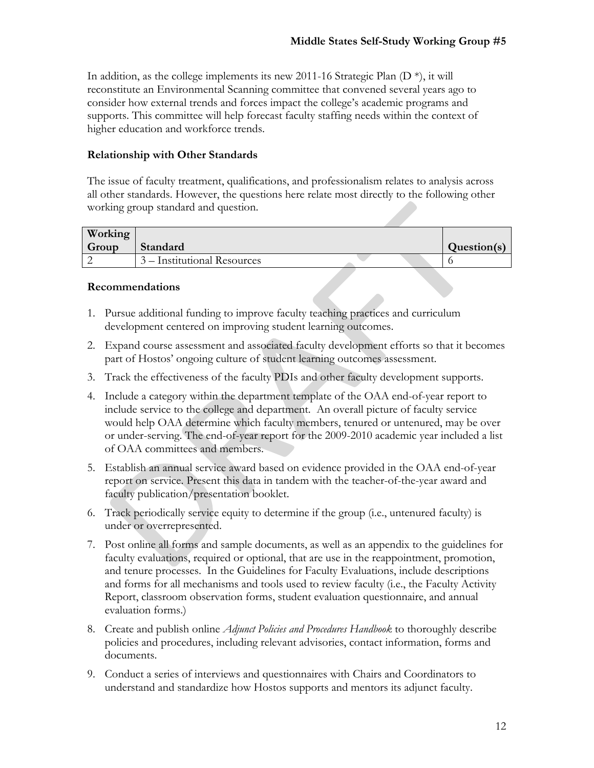In addition, as the college implements its new 2011-16 Strategic Plan (D *), it will reconstitute an Environmental Scanning committee that convened several years ago to consider how external trends and forces impact the college's academic programs and supports. This committee will help forecast faculty staffing needs within the context of higher education and workforce trends.

### Relationship with Other Standards

The issue of faculty treatment, qualifications, and professionalism relates to analysis across all other standards. However, the questions here relate most directly to the following other working group standard and question.

| Working Group | Standard | Question(s) |
|---|---|---|
| 2 | 3 – Institutional Resources | 6 |

### Recommendations

1. Pursue additional funding to improve faculty teaching practices and curriculum development centered on improving student learning outcomes.
2. Expand course assessment and associated faculty development efforts so that it becomes part of Hostos' ongoing culture of student learning outcomes assessment.
3. Track the effectiveness of the faculty PDIs and other faculty development supports.
4. Include a category within the department template of the OAA end-of-year report to include service to the college and department. An overall picture of faculty service would help OAA determine which faculty members, tenured or untenured, may be over or under-serving. The end-of-year report for the 2009-2010 academic year included a list of OAA committees and members.
5. Establish an annual service award based on evidence provided in the OAA end-of-year report on service. Present this data in tandem with the teacher-of-the-year award and faculty publication/presentation booklet.
6. Track periodically service equity to determine if the group (i.e., untenured faculty) is under or overrepresented.
7. Post online all forms and sample documents, as well as an appendix to the guidelines for faculty evaluations, required or optional, that are use in the reappointment, promotion, and tenure processes. In the Guidelines for Faculty Evaluations, include descriptions and forms for all mechanisms and tools used to review faculty (i.e., the Faculty Activity Report, classroom observation forms, student evaluation questionnaire, and annual evaluation forms.)
8. Create and publish online *Adjunct Policies and Procedures Handbook* to thoroughly describe policies and procedures, including relevant advisories, contact information, forms and documents.
9. Conduct a series of interviews and questionnaires with Chairs and Coordinators to understand and standardize how Hostos supports and mentors its adjunct faculty.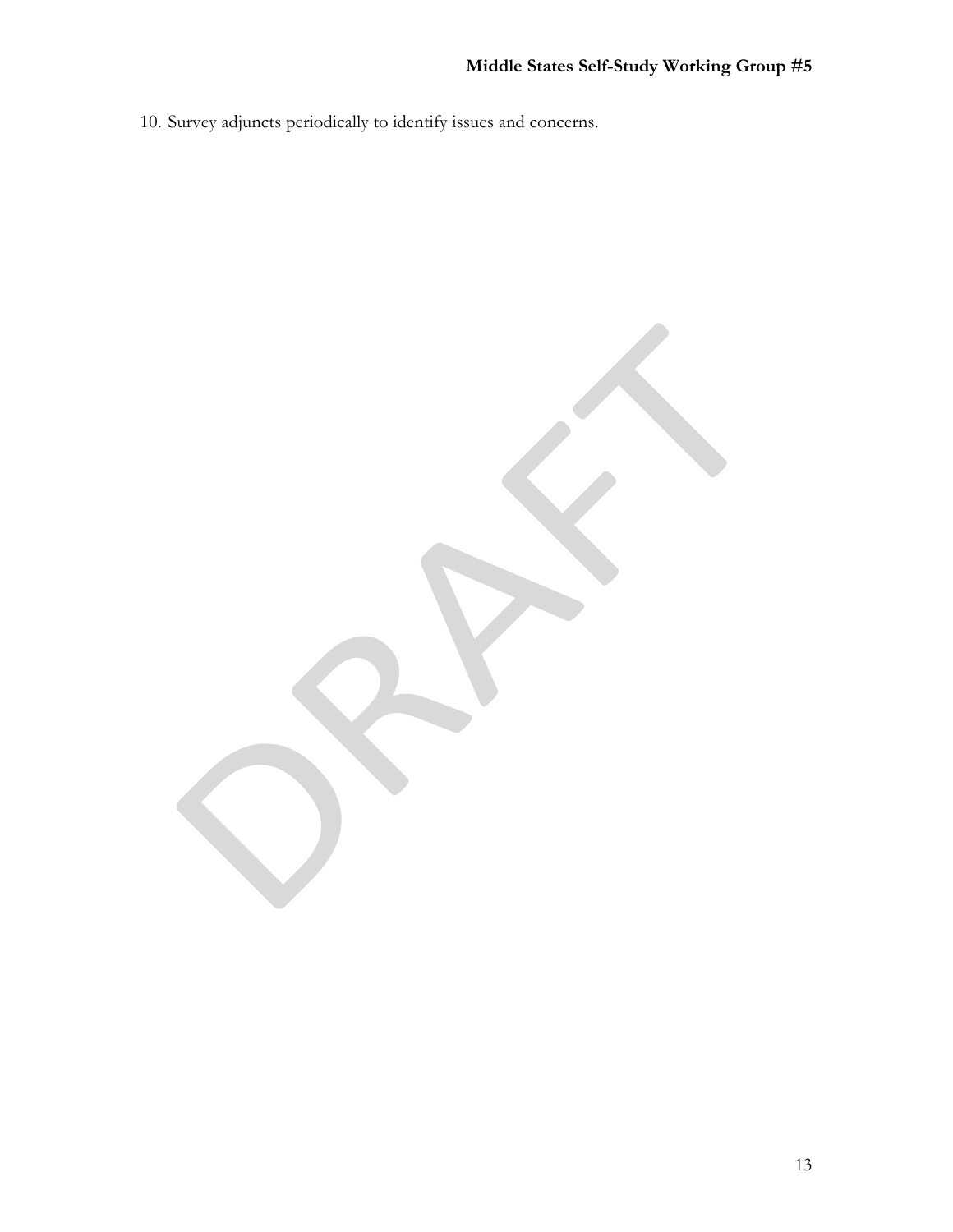10. Survey adjuncts periodically to identify issues and concerns.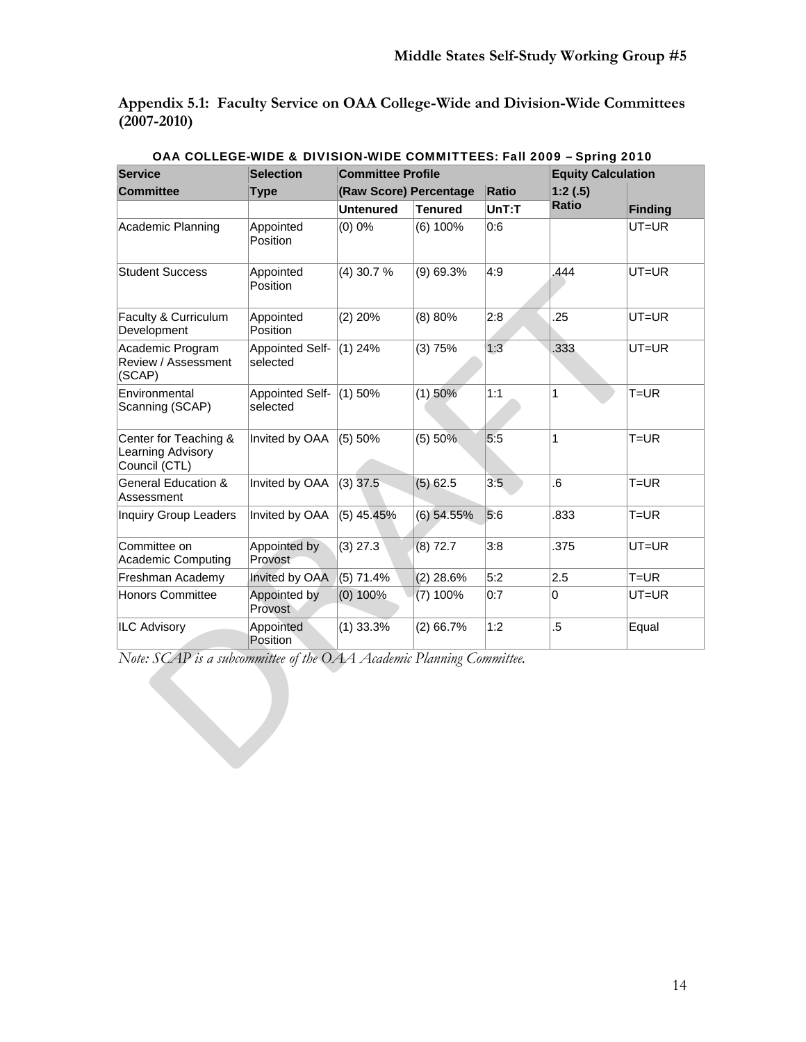## Appendix 5.1: Faculty Service on OAA College-Wide and Division-Wide Committees (2007-2010)

**OAA COLLEGE-WIDE & DIVISION-WIDE COMMITTEES: Fall 2009 – Spring 2010**

| Service | Selection | Committee Profile | | | Equity Calculation | |
|---|---|---|---|---|---|---|
| Committee | Type | (Raw Score) Percentage | | Ratio | 1:2 (.5) Ratio | |
| | | Untenured | Tenured | UnT:T | | Finding |
| Academic Planning | Appointed Position | (0) 0% | (6) 100% | 0:6 | | UT=UR |
| Student Success | Appointed Position | (4) 30.7 % | (9) 69.3% | 4:9 | .444 | UT=UR |
| Faculty & Curriculum Development | Appointed Position | (2) 20% | (8) 80% | 2:8 | .25 | UT=UR |
| Academic Program Review / Assessment (SCAP) | Appointed Self-selected | (1) 24% | (3) 75% | 1:3 | .333 | UT=UR |
| Environmental Scanning (SCAP) | Appointed Self-selected | (1) 50% | (1) 50% | 1:1 | 1 | T=UR |
| Center for Teaching & Learning Advisory Council (CTL) | Invited by OAA | (5) 50% | (5) 50% | 5:5 | 1 | T=UR |
| General Education & Assessment | Invited by OAA | (3) 37.5 | (5) 62.5 | 3:5 | .6 | T=UR |
| Inquiry Group Leaders | Invited by OAA | (5) 45.45% | (6) 54.55% | 5:6 | .833 | T=UR |
| Committee on Academic Computing | Appointed by Provost | (3) 27.3 | (8) 72.7 | 3:8 | .375 | UT=UR |
| Freshman Academy | Invited by OAA | (5) 71.4% | (2) 28.6% | 5:2 | 2.5 | T=UR |
| Honors Committee | Appointed by Provost | (0) 100% | (7) 100% | 0:7 | 0 | UT=UR |
| ILC Advisory | Appointed Position | (1) 33.3% | (2) 66.7% | 1:2 | .5 | Equal |

*Note: SCAP is a subcommittee of the OAA Academic Planning Committee.*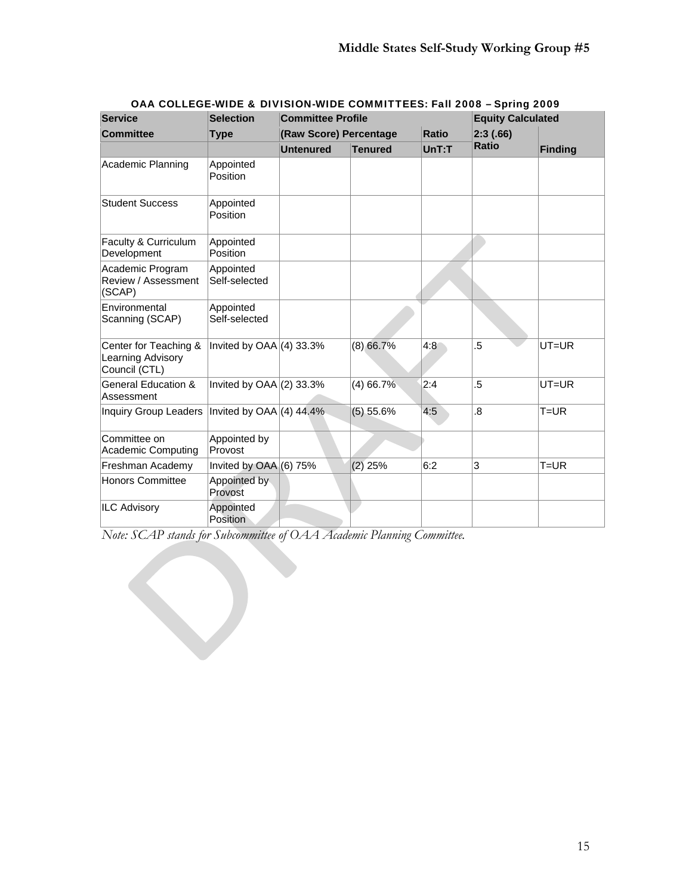**OAA COLLEGE-WIDE & DIVISION-WIDE COMMITTEES: Fall 2008 – Spring 2009**

| Service Committee | Selection Type | Committee Profile (Raw Score) Percentage | | Ratio | Equity Calculated 2:3 (.66) Ratio | |
|---|---|---|---|---|---|---|
| | | Untenured | Tenured | UnT:T | | Finding |
| Academic Planning | Appointed Position | | | | | |
| Student Success | Appointed Position | | | | | |
| Faculty & Curriculum Development | Appointed Position | | | | | |
| Academic Program Review / Assessment (SCAP) | Appointed Self-selected | | | | | |
| Environmental Scanning (SCAP) | Appointed Self-selected | | | | | |
| Center for Teaching & Learning Advisory Council (CTL) | Invited by OAA | (4) 33.3% | (8) 66.7% | 4:8 | .5 | UT=UR |
| General Education & Assessment | Invited by OAA | (2) 33.3% | (4) 66.7% | 2:4 | .5 | UT=UR |
| Inquiry Group Leaders | Invited by OAA | (4) 44.4% | (5) 55.6% | 4:5 | .8 | T=UR |
| Committee on Academic Computing | Appointed by Provost | | | | | |
| Freshman Academy | Invited by OAA | (6) 75% | (2) 25% | 6:2 | 3 | T=UR |
| Honors Committee | Appointed by Provost | | | | | |
| ILC Advisory | Appointed Position | | | | | |

*Note: SCAP stands for Subcommittee of OAA Academic Planning Committee.*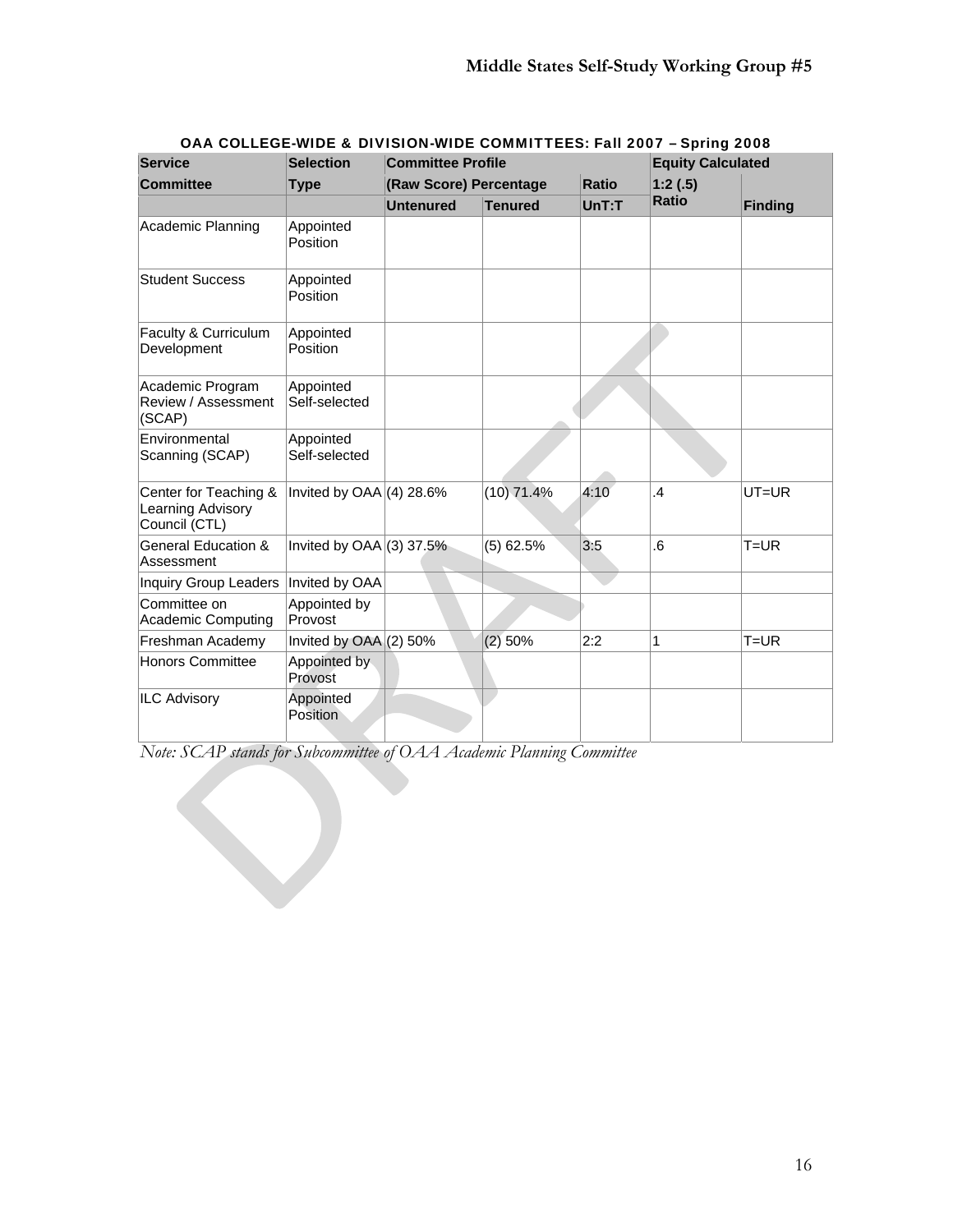**OAA COLLEGE-WIDE & DIVISION-WIDE COMMITTEES: Fall 2007 – Spring 2008**

| Service Committee | Selection Type | Committee Profile (Raw Score) Percentage | | Ratio | Equity Calculated 1:2 (.5) | |
|---|---|---|---|---|---|---|
| | | Untenured | Tenured | UnT:T | Ratio | Finding |
| Academic Planning | Appointed Position | | | | | |
| Student Success | Appointed Position | | | | | |
| Faculty & Curriculum Development | Appointed Position | | | | | |
| Academic Program Review / Assessment (SCAP) | Appointed Self-selected | | | | | |
| Environmental Scanning (SCAP) | Appointed Self-selected | | | | | |
| Center for Teaching & Learning Advisory Council (CTL) | Invited by OAA | (4) 28.6% | (10) 71.4% | 4:10 | .4 | UT=UR |
| General Education & Assessment | Invited by OAA | (3) 37.5% | (5) 62.5% | 3:5 | .6 | T=UR |
| Inquiry Group Leaders | Invited by OAA | | | | | |
| Committee on Academic Computing | Appointed by Provost | | | | | |
| Freshman Academy | Invited by OAA | (2) 50% | (2) 50% | 2:2 | 1 | T=UR |
| Honors Committee | Appointed by Provost | | | | | |
| ILC Advisory | Appointed Position | | | | | |

*Note: SCAP stands for Subcommittee of OAA Academic Planning Committee*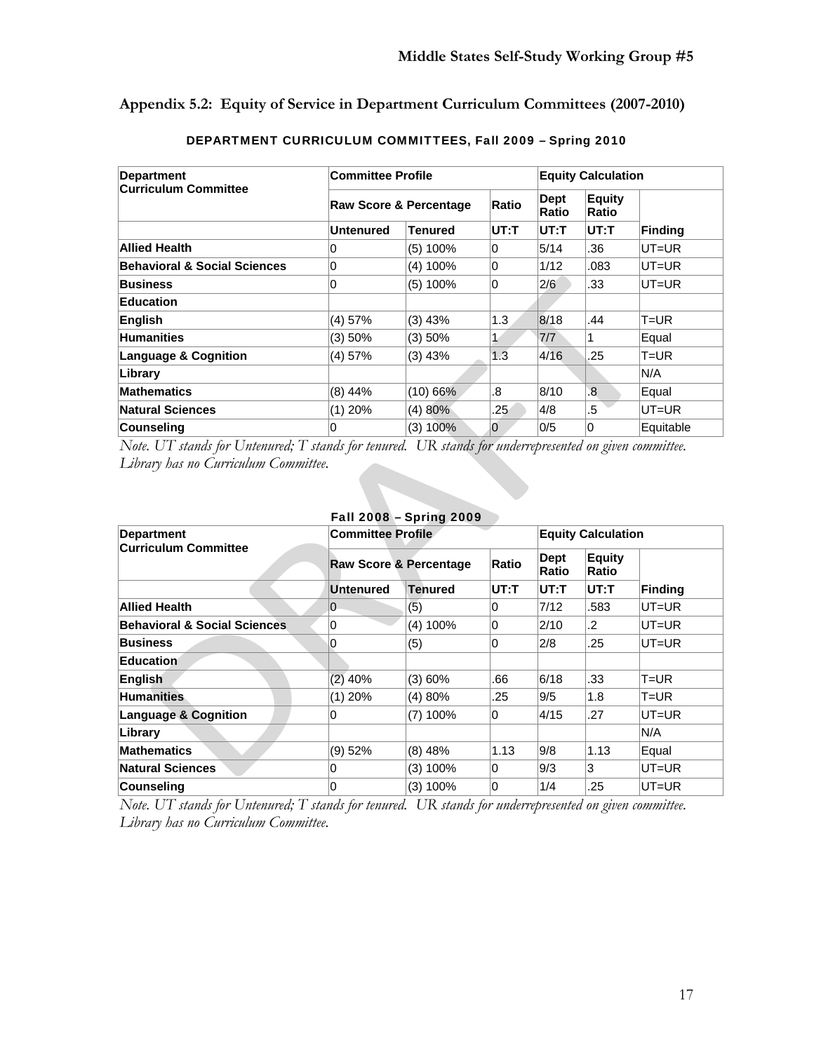## Appendix 5.2: Equity of Service in Department Curriculum Committees (2007-2010)

**DEPARTMENT CURRICULUM COMMITTEES, Fall 2009 – Spring 2010**

| Department Curriculum Committee | Committee Profile | | | Equity Calculation | | |
|---|---|---|---|---|---|---|
| | Raw Score & Percentage | | Ratio | Dept Ratio | Equity Ratio | |
| | Untenured | Tenured | UT:T | UT:T | UT:T | Finding |
| Allied Health | 0 | (5) 100% | 0 | 5/14 | .36 | UT=UR |
| Behavioral & Social Sciences | 0 | (4) 100% | 0 | 1/12 | .083 | UT=UR |
| Business | 0 | (5) 100% | 0 | 2/6 | .33 | UT=UR |
| Education | | | | | | |
| English | (4) 57% | (3) 43% | 1.3 | 8/18 | .44 | T=UR |
| Humanities | (3) 50% | (3) 50% | 1 | 7/7 | 1 | Equal |
| Language & Cognition | (4) 57% | (3) 43% | 1.3 | 4/16 | .25 | T=UR |
| Library | | | | | | N/A |
| Mathematics | (8) 44% | (10) 66% | .8 | 8/10 | .8 | Equal |
| Natural Sciences | (1) 20% | (4) 80% | .25 | 4/8 | .5 | UT=UR |
| Counseling | 0 | (3) 100% | 0 | 0/5 | 0 | Equitable |

*Note. UT stands for Untenured; T stands for tenured. UR stands for underrepresented on given committee. Library has no Curriculum Committee.*

**Fall 2008 – Spring 2009**

| Department Curriculum Committee | Committee Profile | | | Equity Calculation | | |
|---|---|---|---|---|---|---|
| | Raw Score & Percentage | | Ratio | Dept Ratio | Equity Ratio | |
| | Untenured | Tenured | UT:T | UT:T | UT:T | Finding |
| Allied Health | 0 | (5) | 0 | 7/12 | .583 | UT=UR |
| Behavioral & Social Sciences | 0 | (4) 100% | 0 | 2/10 | .2 | UT=UR |
| Business | 0 | (5) | 0 | 2/8 | .25 | UT=UR |
| Education | | | | | | |
| English | (2) 40% | (3) 60% | .66 | 6/18 | .33 | T=UR |
| Humanities | (1) 20% | (4) 80% | .25 | 9/5 | 1.8 | T=UR |
| Language & Cognition | 0 | (7) 100% | 0 | 4/15 | .27 | UT=UR |
| Library | | | | | | N/A |
| Mathematics | (9) 52% | (8) 48% | 1.13 | 9/8 | 1.13 | Equal |
| Natural Sciences | 0 | (3) 100% | 0 | 9/3 | 3 | UT=UR |
| Counseling | 0 | (3) 100% | 0 | 1/4 | .25 | UT=UR |

*Note. UT stands for Untenured; T stands for tenured. UR stands for underrepresented on given committee. Library has no Curriculum Committee.*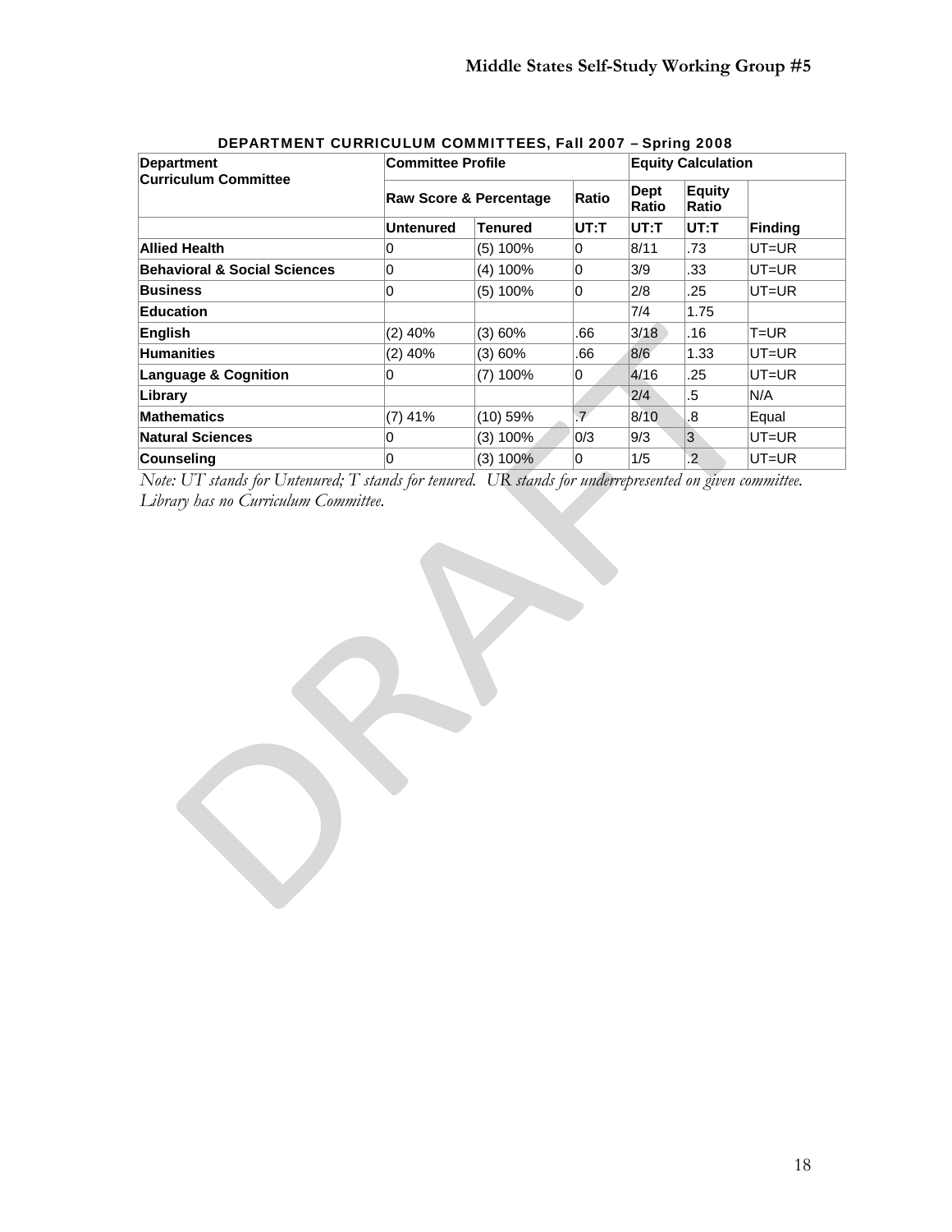## DEPARTMENT CURRICULUM COMMITTEES, Fall 2007 – Spring 2008

| Department Curriculum Committee | Committee Profile | | | Equity Calculation | | |
|---|---|---|---|---|---|---|
| | Raw Score & Percentage | | Ratio | Dept Ratio | Equity Ratio | |
| | Untenured | Tenured | UT:T | UT:T | UT:T | Finding |
| **Allied Health** | 0 | (5) 100% | 0 | 8/11 | .73 | UT=UR |
| **Behavioral & Social Sciences** | 0 | (4) 100% | 0 | 3/9 | .33 | UT=UR |
| **Business** | 0 | (5) 100% | 0 | 2/8 | .25 | UT=UR |
| **Education** | | | | 7/4 | 1.75 | |
| **English** | (2) 40% | (3) 60% | .66 | 3/18 | .16 | T=UR |
| **Humanities** | (2) 40% | (3) 60% | .66 | 8/6 | 1.33 | UT=UR |
| **Language & Cognition** | 0 | (7) 100% | 0 | 4/16 | .25 | UT=UR |
| **Library** | | | | 2/4 | .5 | N/A |
| **Mathematics** | (7) 41% | (10) 59% | .7 | 8/10 | .8 | Equal |
| **Natural Sciences** | 0 | (3) 100% | 0/3 | 9/3 | 3 | UT=UR |
| **Counseling** | 0 | (3) 100% | 0 | 1/5 | .2 | UT=UR |

*Note: UT stands for Untenured; T stands for tenured. UR stands for underrepresented on given committee. Library has no Curriculum Committee.*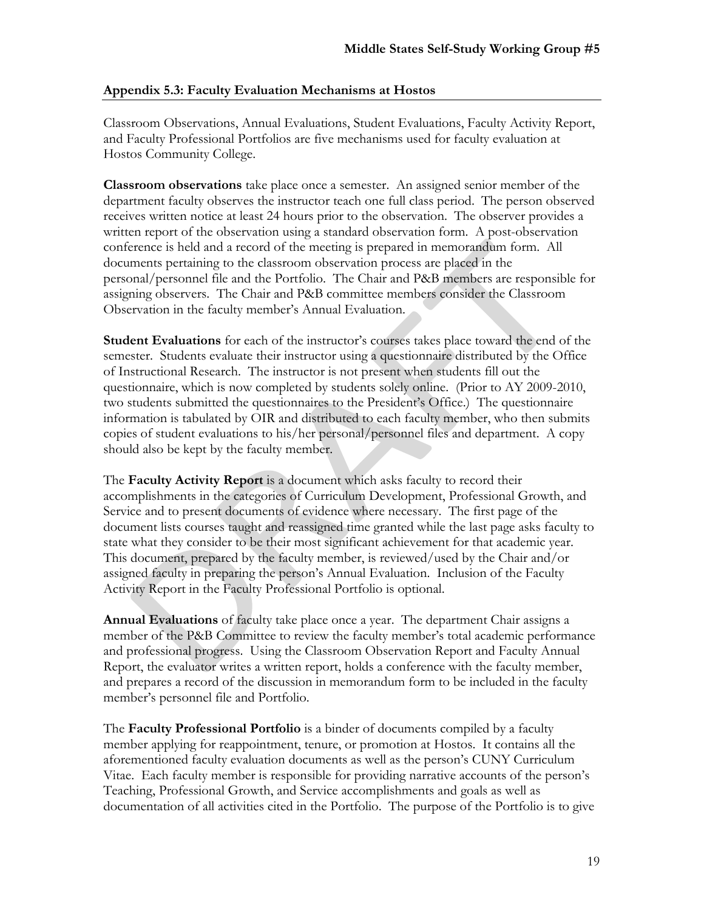### Appendix 5.3: Faculty Evaluation Mechanisms at Hostos

Classroom Observations, Annual Evaluations, Student Evaluations, Faculty Activity Report, and Faculty Professional Portfolios are five mechanisms used for faculty evaluation at Hostos Community College.

**Classroom observations** take place once a semester. An assigned senior member of the department faculty observes the instructor teach one full class period. The person observed receives written notice at least 24 hours prior to the observation. The observer provides a written report of the observation using a standard observation form. A post-observation conference is held and a record of the meeting is prepared in memorandum form. All documents pertaining to the classroom observation process are placed in the personal/personnel file and the Portfolio. The Chair and P&B members are responsible for assigning observers. The Chair and P&B committee members consider the Classroom Observation in the faculty member's Annual Evaluation.

**Student Evaluations** for each of the instructor's courses takes place toward the end of the semester. Students evaluate their instructor using a questionnaire distributed by the Office of Instructional Research. The instructor is not present when students fill out the questionnaire, which is now completed by students solely online. (Prior to AY 2009-2010, two students submitted the questionnaires to the President's Office.) The questionnaire information is tabulated by OIR and distributed to each faculty member, who then submits copies of student evaluations to his/her personal/personnel files and department. A copy should also be kept by the faculty member.

The **Faculty Activity Report** is a document which asks faculty to record their accomplishments in the categories of Curriculum Development, Professional Growth, and Service and to present documents of evidence where necessary. The first page of the document lists courses taught and reassigned time granted while the last page asks faculty to state what they consider to be their most significant achievement for that academic year. This document, prepared by the faculty member, is reviewed/used by the Chair and/or assigned faculty in preparing the person's Annual Evaluation. Inclusion of the Faculty Activity Report in the Faculty Professional Portfolio is optional.

**Annual Evaluations** of faculty take place once a year. The department Chair assigns a member of the P&B Committee to review the faculty member's total academic performance and professional progress. Using the Classroom Observation Report and Faculty Annual Report, the evaluator writes a written report, holds a conference with the faculty member, and prepares a record of the discussion in memorandum form to be included in the faculty member's personnel file and Portfolio.

The **Faculty Professional Portfolio** is a binder of documents compiled by a faculty member applying for reappointment, tenure, or promotion at Hostos. It contains all the aforementioned faculty evaluation documents as well as the person's CUNY Curriculum Vitae. Each faculty member is responsible for providing narrative accounts of the person's Teaching, Professional Growth, and Service accomplishments and goals as well as documentation of all activities cited in the Portfolio. The purpose of the Portfolio is to give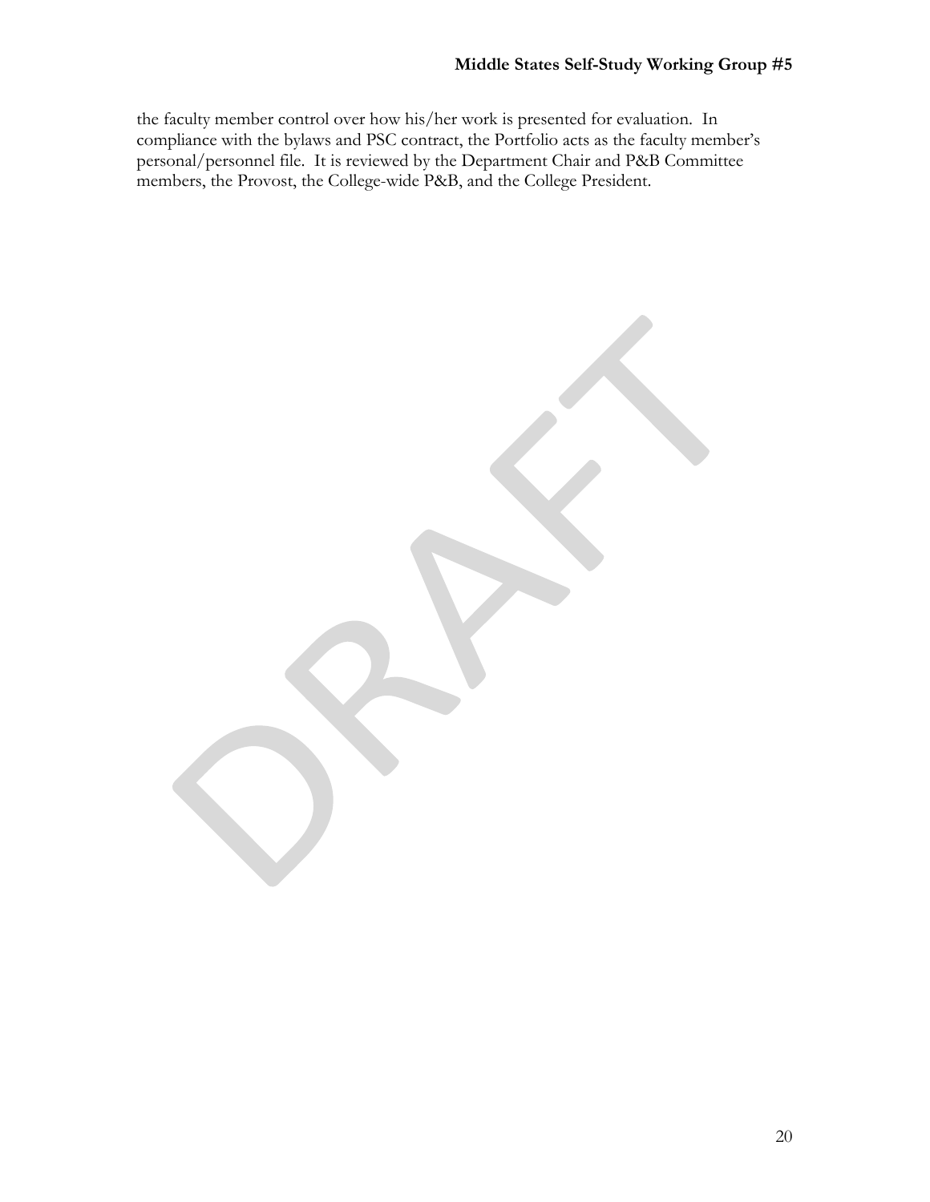the faculty member control over how his/her work is presented for evaluation. In compliance with the bylaws and PSC contract, the Portfolio acts as the faculty member's personal/personnel file. It is reviewed by the Department Chair and P&B Committee members, the Provost, the College-wide P&B, and the College President.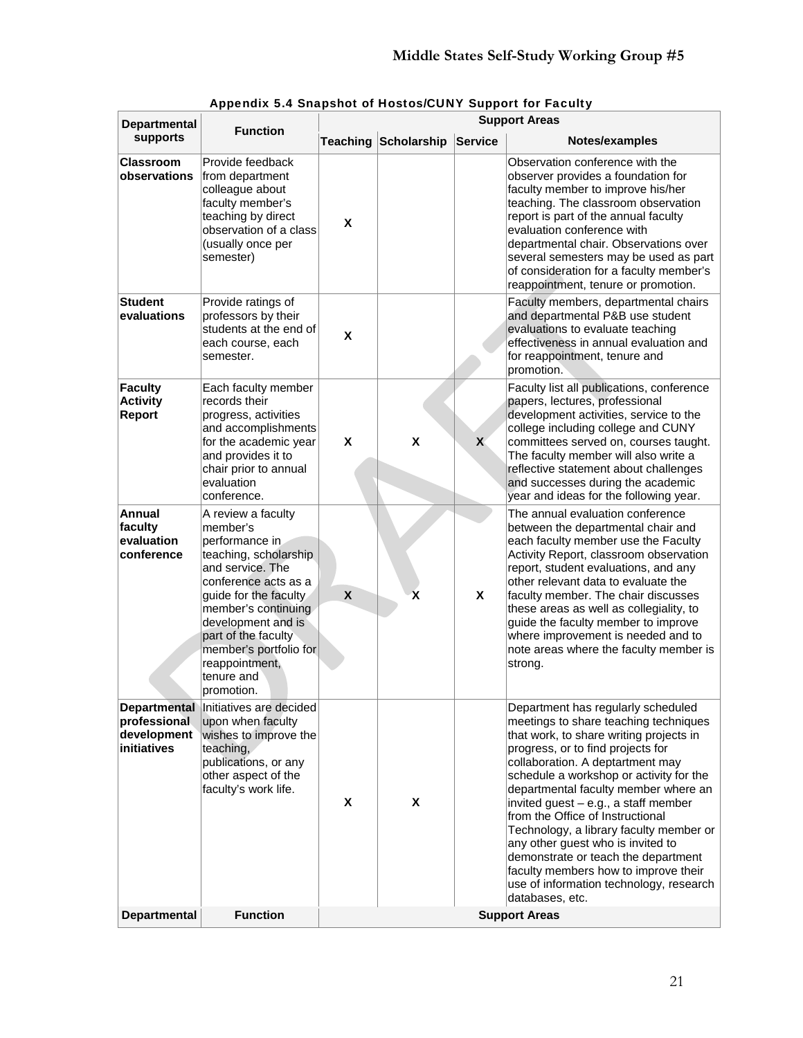**Appendix 5.4 Snapshot of Hostos/CUNY Support for Faculty**

| Departmental supports | Function | Support Areas | | | |
|---|---|---|---|---|---|
| | | Teaching | Scholarship | Service | Notes/examples |
| **Classroom observations** | Provide feedback from department colleague about faculty member's teaching by direct observation of a class (usually once per semester) | X | | | Observation conference with the observer provides a foundation for faculty member to improve his/her teaching. The classroom observation report is part of the annual faculty evaluation conference with departmental chair. Observations over several semesters may be used as part of consideration for a faculty member's reappointment, tenure or promotion. |
| **Student evaluations** | Provide ratings of professors by their students at the end of each course, each semester. | X | | | Faculty members, departmental chairs and departmental P&B use student evaluations to evaluate teaching effectiveness in annual evaluation and for reappointment, tenure and promotion. |
| **Faculty Activity Report** | Each faculty member records their progress, activities and accomplishments for the academic year and provides it to chair prior to annual evaluation conference. | X | X | X | Faculty list all publications, conference papers, lectures, professional development activities, service to the college including college and CUNY committees served on, courses taught. The faculty member will also write a reflective statement about challenges and successes during the academic year and ideas for the following year. |
| **Annual faculty evaluation conference** | A review a faculty member's performance in teaching, scholarship and service. The conference acts as a guide for the faculty member's continuing development and is part of the faculty member's portfolio for reappointment, tenure and promotion. | X | X | X | The annual evaluation conference between the departmental chair and each faculty member use the Faculty Activity Report, classroom observation report, student evaluations, and any other relevant data to evaluate the faculty member. The chair discusses these areas as well as collegiality, to guide the faculty member to improve where improvement is needed and to note areas where the faculty member is strong. |
| **Departmental professional development initiatives** | Initiatives are decided upon when faculty wishes to improve the teaching, publications, or any other aspect of the faculty's work life. | X | X | | Department has regularly scheduled meetings to share teaching techniques that work, to share writing projects in progress, or to find projects for collaboration. A deptartment may schedule a workshop or activity for the departmental faculty member where an invited guest – e.g., a staff member from the Office of Instructional Technology, a library faculty member or any other guest who is invited to demonstrate or teach the department faculty members how to improve their use of information technology, research databases, etc. |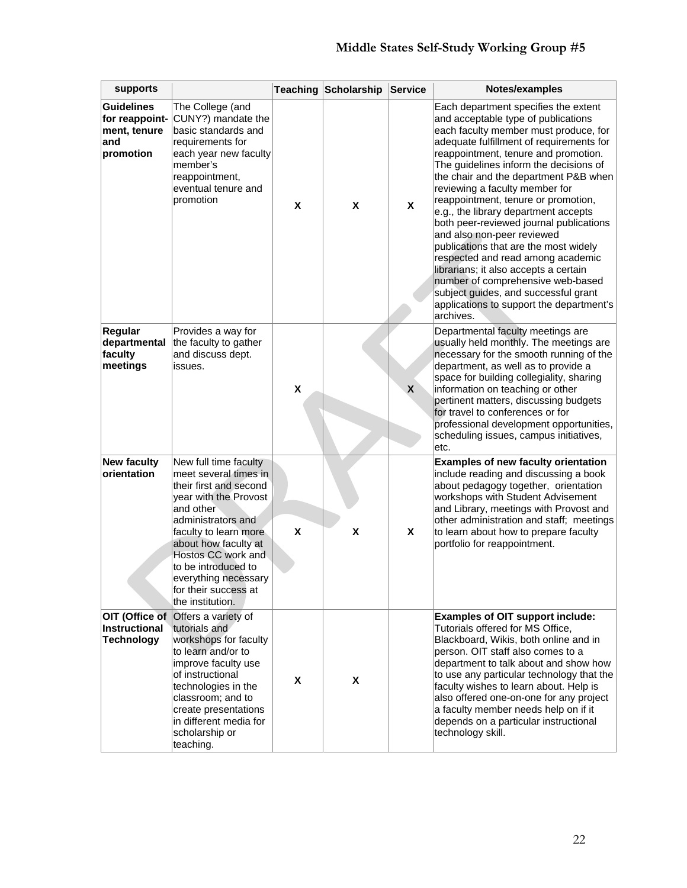| supports | | Teaching | Scholarship | Service | Notes/examples |
|---|---|---|---|---|---|
| **Guidelines for reappoint-ment, tenure and promotion** | The College (and CUNY?) mandate the basic standards and requirements for each year new faculty member's reappointment, eventual tenure and promotion | X | X | X | Each department specifies the extent and acceptable type of publications each faculty member must produce, for adequate fulfillment of requirements for reappointment, tenure and promotion. The guidelines inform the decisions of the chair and the department P&B when reviewing a faculty member for reappointment, tenure or promotion, e.g., the library department accepts both peer-reviewed journal publications and also non-peer reviewed publications that are the most widely respected and read among academic librarians; it also accepts a certain number of comprehensive web-based subject guides, and successful grant applications to support the department's archives. |
| **Regular departmental faculty meetings** | Provides a way for the faculty to gather and discuss dept. issues. | X | | X | Departmental faculty meetings are usually held monthly. The meetings are necessary for the smooth running of the department, as well as to provide a space for building collegiality, sharing information on teaching or other pertinent matters, discussing budgets for travel to conferences or for professional development opportunities, scheduling issues, campus initiatives, etc. |
| **New faculty orientation** | New full time faculty meet several times in their first and second year with the Provost and other administrators and faculty to learn more about how faculty at Hostos CC work and to be introduced to everything necessary for their success at the institution. | X | X | X | **Examples of new faculty orientation** include reading and discussing a book about pedagogy together, orientation workshops with Student Advisement and Library, meetings with Provost and other administration and staff; meetings to learn about how to prepare faculty portfolio for reappointment. |
| **OIT (Office of Instructional Technology** | Offers a variety of tutorials and workshops for faculty to learn and/or to improve faculty use of instructional technologies in the classroom; and to create presentations in different media for scholarship or teaching. | X | X | | **Examples of OIT support include:** Tutorials offered for MS Office, Blackboard, Wikis, both online and in person. OIT staff also comes to a department to talk about and show how to use any particular technology that the faculty wishes to learn about. Help is also offered one-on-one for any project a faculty member needs help on if it depends on a particular instructional technology skill. |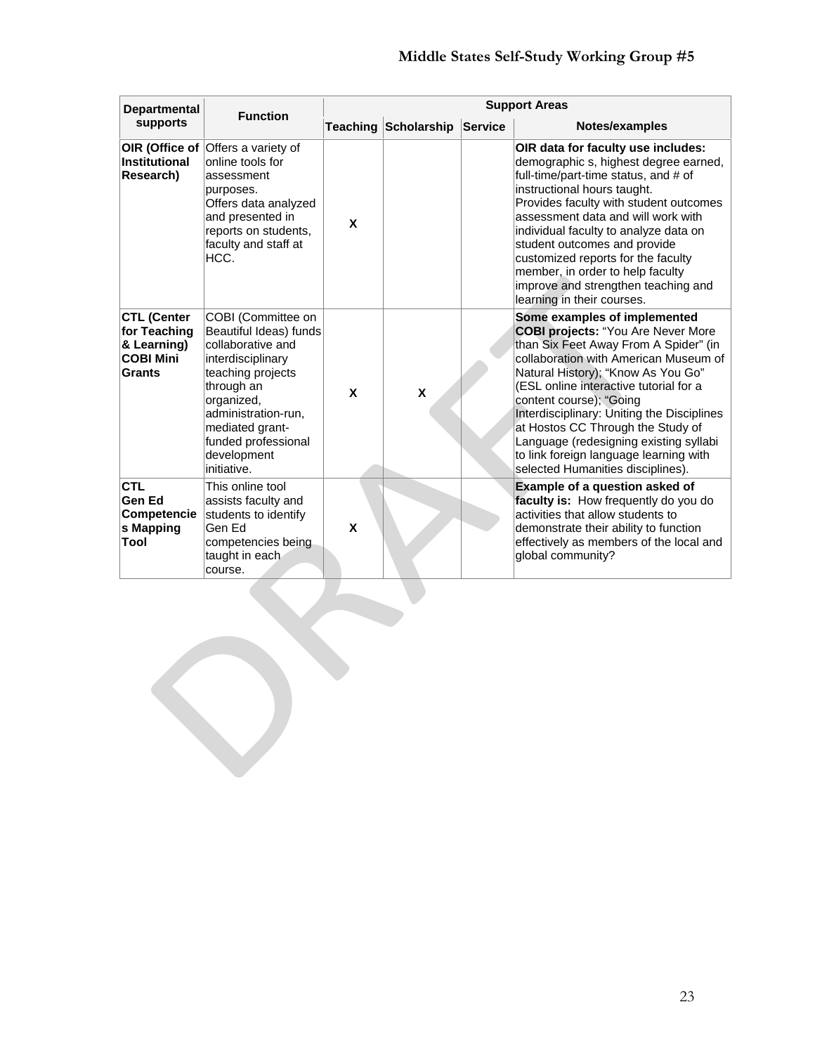| Departmental supports | Function | Support Areas | | | |
|---|---|---|---|---|---|
| | | Teaching | Scholarship | Service | Notes/examples |
| **OIR (Office of Institutional Research)** | Offers a variety of online tools for assessment purposes. Offers data analyzed and presented in reports on students, faculty and staff at HCC. | X | | | **OIR data for faculty use includes:** demographic s, highest degree earned, full-time/part-time status, and # of instructional hours taught. Provides faculty with student outcomes assessment data and will work with individual faculty to analyze data on student outcomes and provide customized reports for the faculty member, in order to help faculty improve and strengthen teaching and learning in their courses. |
| **CTL (Center for Teaching & Learning) COBI Mini Grants** | COBI (Committee on Beautiful Ideas) funds collaborative and interdisciplinary teaching projects through an organized, administration-run, mediated grant-funded professional development initiative. | X | X | | **Some examples of implemented COBI projects:** "You Are Never More than Six Feet Away From A Spider" (in collaboration with American Museum of Natural History); "Know As You Go" (ESL online interactive tutorial for a content course); "Going Interdisciplinary: Uniting the Disciplines at Hostos CC Through the Study of Language (redesigning existing syllabi to link foreign language learning with selected Humanities disciplines). |
| **CTL Gen Ed Competencies Mapping Tool** | This online tool assists faculty and students to identify Gen Ed competencies being taught in each course. | X | | | **Example of a question asked of faculty is:** How frequently do you do activities that allow students to demonstrate their ability to function effectively as members of the local and global community? |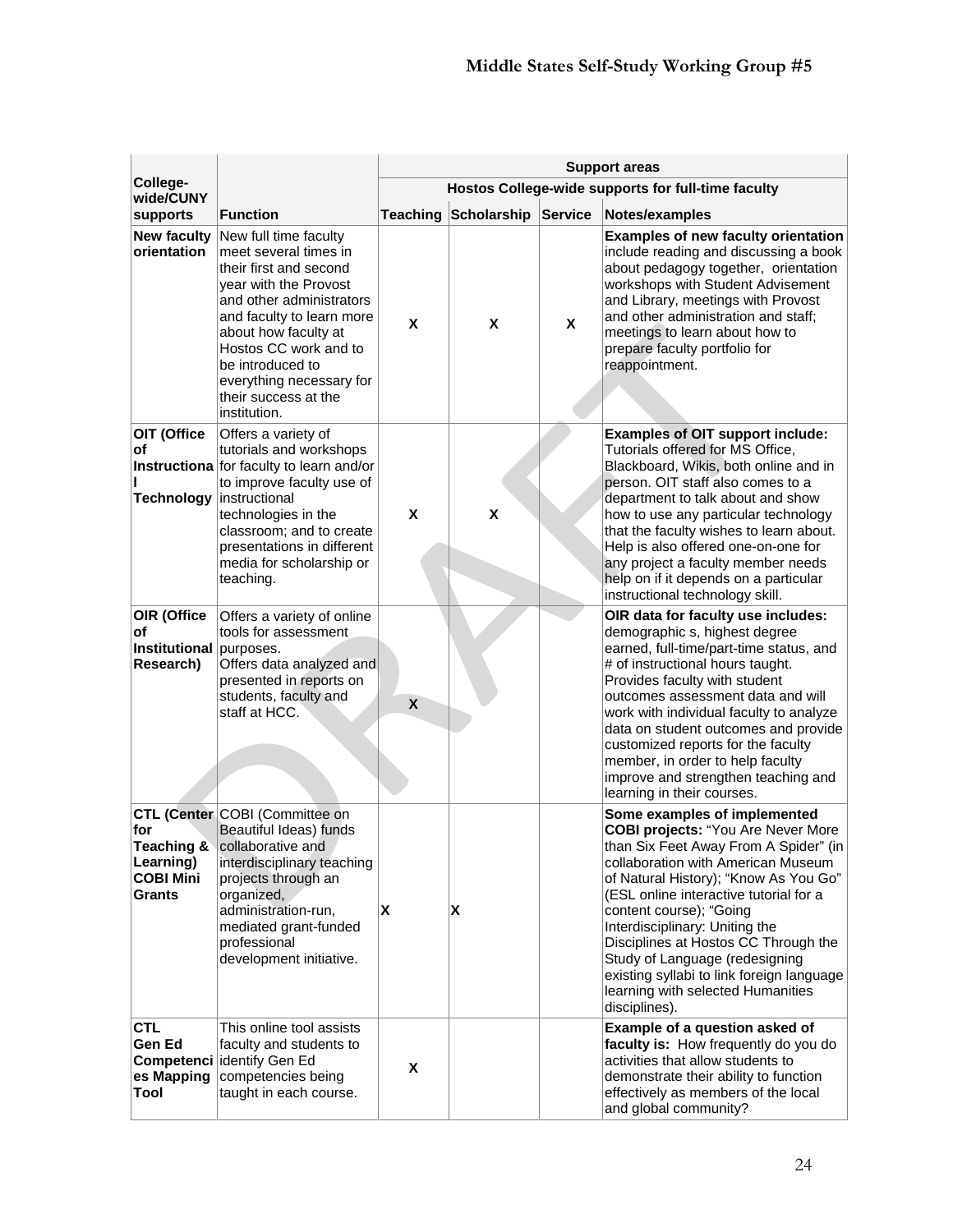| College-wide/CUNY supports | Function | Support areas | | | |
|---|---|---|---|---|---|
| | | Hostos College-wide supports for full-time faculty | | | |
| | | Teaching | Scholarship | Service | Notes/examples |
| **New faculty orientation** | New full time faculty meet several times in their first and second year with the Provost and other administrators and faculty to learn more about how faculty at Hostos CC work and to be introduced to everything necessary for their success at the institution. | X | X | X | **Examples of new faculty orientation** include reading and discussing a book about pedagogy together, orientation workshops with Student Advisement and Library, meetings with Provost and other administration and staff; meetings to learn about how to prepare faculty portfolio for reappointment. |
| **OIT (Office of Instructional Technology** | Offers a variety of tutorials and workshops for faculty to learn and/or to improve faculty use of instructional technologies in the classroom; and to create presentations in different media for scholarship or teaching. | X | X | | **Examples of OIT support include:** Tutorials offered for MS Office, Blackboard, Wikis, both online and in person. OIT staff also comes to a department to talk about and show how to use any particular technology that the faculty wishes to learn about. Help is also offered one-on-one for any project a faculty member needs help on if it depends on a particular instructional technology skill. |
| **OIR (Office of Institutional Research)** | Offers a variety of online tools for assessment purposes. Offers data analyzed and presented in reports on students, faculty and staff at HCC. | X | | | **OIR data for faculty use includes:** demographic s, highest degree earned, full-time/part-time status, and # of instructional hours taught. Provides faculty with student outcomes assessment data and will work with individual faculty to analyze data on student outcomes and provide customized reports for the faculty member, in order to help faculty improve and strengthen teaching and learning in their courses. |
| **CTL (Center for Teaching & Learning) COBI Mini Grants** | COBI (Committee on Beautiful Ideas) funds collaborative and interdisciplinary teaching projects through an organized, administration-run, mediated grant-funded professional development initiative. | X | X | | **Some examples of implemented COBI projects:** "You Are Never More than Six Feet Away From A Spider" (in collaboration with American Museum of Natural History); "Know As You Go" (ESL online interactive tutorial for a content course); "Going Interdisciplinary: Uniting the Disciplines at Hostos CC Through the Study of Language (redesigning existing syllabi to link foreign language learning with selected Humanities disciplines). |
| **CTL Gen Ed Competencies Mapping Tool** | This online tool assists faculty and students to identify Gen Ed competencies being taught in each course. | X | | | **Example of a question asked of faculty is:** How frequently do you do activities that allow students to demonstrate their ability to function effectively as members of the local and global community? |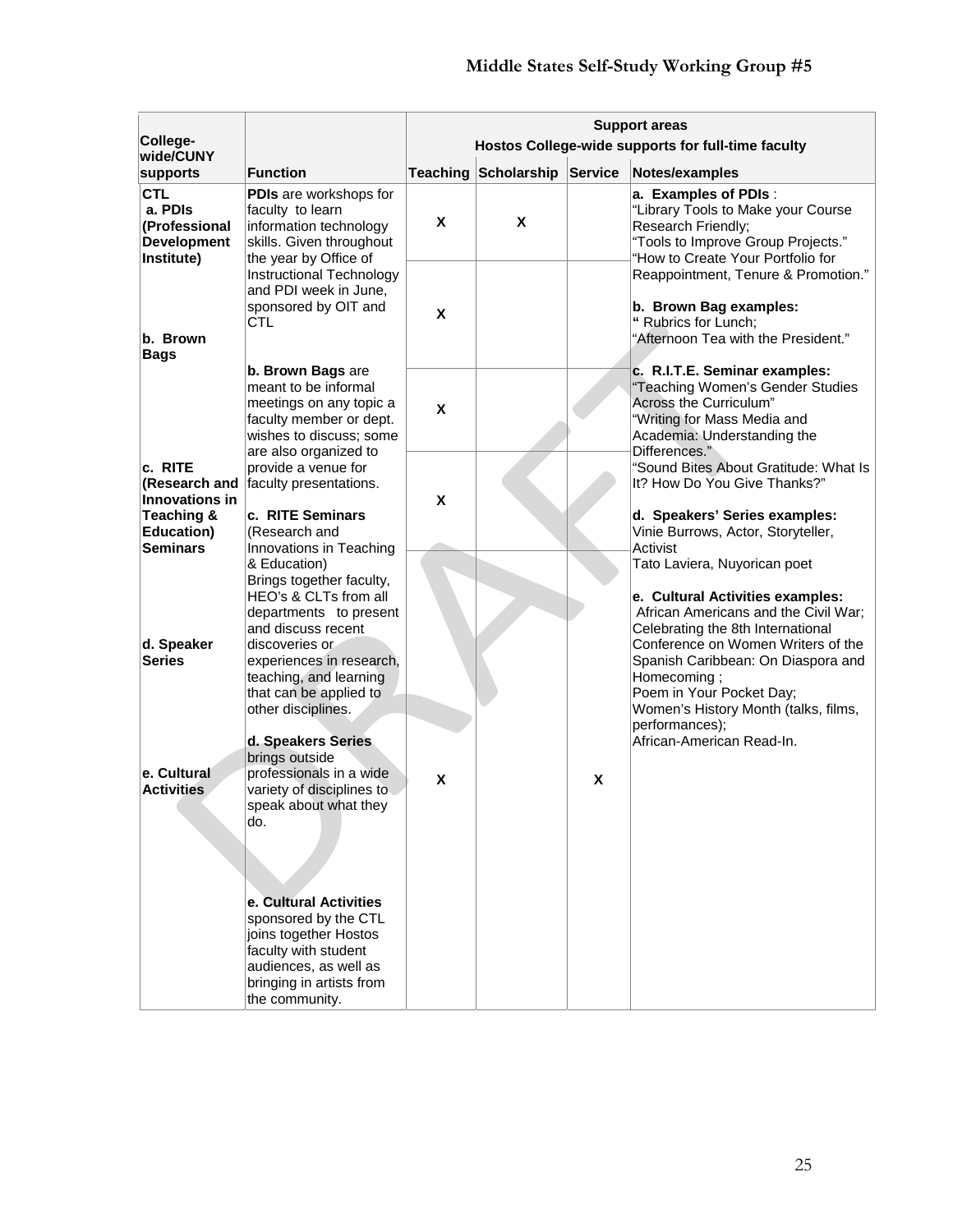| College-wide/CUNY supports | Function | Support areas Hostos College-wide supports for full-time faculty | | | |
|---|---|---|---|---|---|
| | | Teaching | Scholarship | Service | Notes/examples |
| **CTL** **a. PDIs (Professional Development Institute)** | **PDIs** are workshops for faculty to learn information technology skills. Given throughout the year by Office of Instructional Technology and PDI week in June, sponsored by OIT and CTL | X | X | | **a. Examples of PDIs** : "Library Tools to Make your Course Research Friendly; "Tools to Improve Group Projects." "How to Create Your Portfolio for Reappointment, Tenure & Promotion." |
| **b. Brown Bags** | **b. Brown Bags** are meant to be informal meetings on any topic a faculty member or dept. wishes to discuss; some are also organized to provide a venue for faculty presentations. | X | | | **b. Brown Bag examples:** " Rubrics for Lunch; "Afternoon Tea with the President." |
| **c. RITE (Research and Innovations in Teaching & Education) Seminars** | **c. RITE Seminars** (Research and Innovations in Teaching & Education) Brings together faculty, HEO's & CLTs from all departments to present and discuss recent discoveries or experiences in research, teaching, and learning that can be applied to other disciplines. | X | | | **c. R.I.T.E. Seminar examples:** "Teaching Women's Gender Studies Across the Curriculum" "Writing for Mass Media and Academia: Understanding the Differences." "Sound Bites About Gratitude: What Is It? How Do You Give Thanks?" |
| **d. Speaker Series** | **d. Speakers Series** brings outside professionals in a wide variety of disciplines to speak about what they do. | X | | | **d. Speakers' Series examples:** Vinie Burrows, Actor, Storyteller, Activist Tato Laviera, Nuyorican poet |
| **e. Cultural Activities** | **e. Cultural Activities** sponsored by the CTL joins together Hostos faculty with student audiences, as well as bringing in artists from the community. | X | | X | **e. Cultural Activities examples:** African Americans and the Civil War; Celebrating the 8th International Conference on Women Writers of the Spanish Caribbean: On Diaspora and Homecoming ; Poem in Your Pocket Day; Women's History Month (talks, films, performances); African-American Read-In. |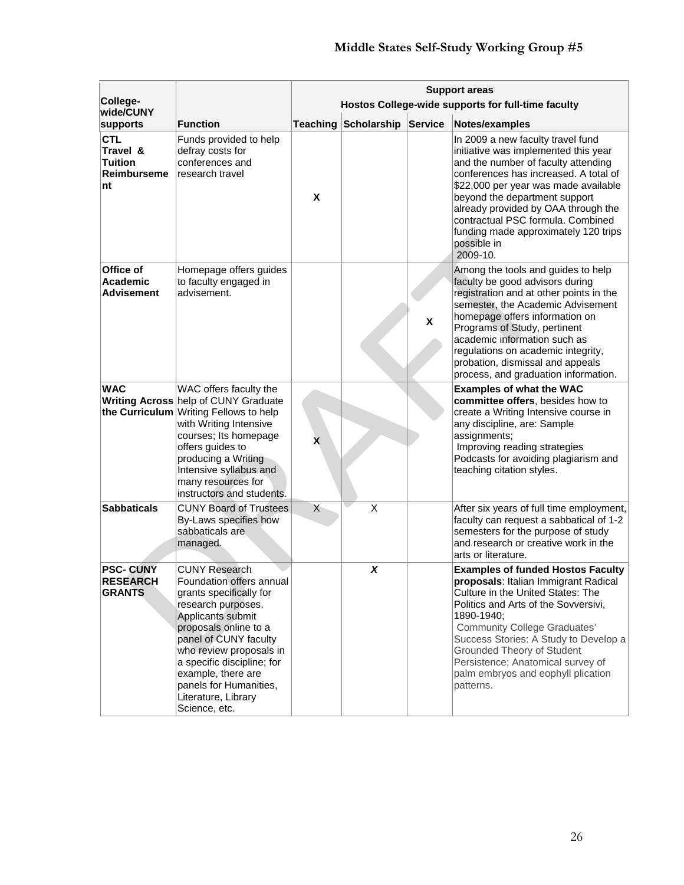| College-wide/CUNY supports | Function | Support areas Hostos College-wide supports for full-time faculty | | | |
|---|---|---|---|---|---|
| | | Teaching | Scholarship | Service | Notes/examples |
| **CTL Travel & Tuition Reimbursement** | Funds provided to help defray costs for conferences and research travel | **X** | | | In 2009 a new faculty travel fund initiative was implemented this year and the number of faculty attending conferences has increased. A total of $22,000 per year was made available beyond the department support already provided by OAA through the contractual PSC formula. Combined funding made approximately 120 trips possible in 2009-10. |
| **Office of Academic Advisement** | Homepage offers guides to faculty engaged in advisement. | | | **X** | Among the tools and guides to help faculty be good advisors during registration and at other points in the semester, the Academic Advisement homepage offers information on Programs of Study, pertinent academic information such as regulations on academic integrity, probation, dismissal and appeals process, and graduation information. |
| **WAC Writing Across the Curriculum** | WAC offers faculty the help of CUNY Graduate Writing Fellows to help with Writing Intensive courses; Its homepage offers guides to producing a Writing Intensive syllabus and many resources for instructors and students. | **X** | | | **Examples of what the WAC committee offers**, besides how to create a Writing Intensive course in any discipline, are: Sample assignments; Improving reading strategies Podcasts for avoiding plagiarism and teaching citation styles. |
| **Sabbaticals** | CUNY Board of Trustees By-Laws specifies how sabbaticals are managed. | X | X | | After six years of full time employment, faculty can request a sabbatical of 1-2 semesters for the purpose of study and research or creative work in the arts or literature. |
| **PSC- CUNY RESEARCH GRANTS** | CUNY Research Foundation offers annual grants specifically for research purposes. Applicants submit proposals online to a panel of CUNY faculty who review proposals in a specific discipline; for example, there are panels for Humanities, Literature, Library Science, etc. | | ***X*** | | **Examples of funded Hostos Faculty proposals**: Italian Immigrant Radical Culture in the United States: The Politics and Arts of the Sovversivi, 1890-1940; Community College Graduates' Success Stories: A Study to Develop a Grounded Theory of Student Persistence; Anatomical survey of palm embryos and eophyll plication patterns. |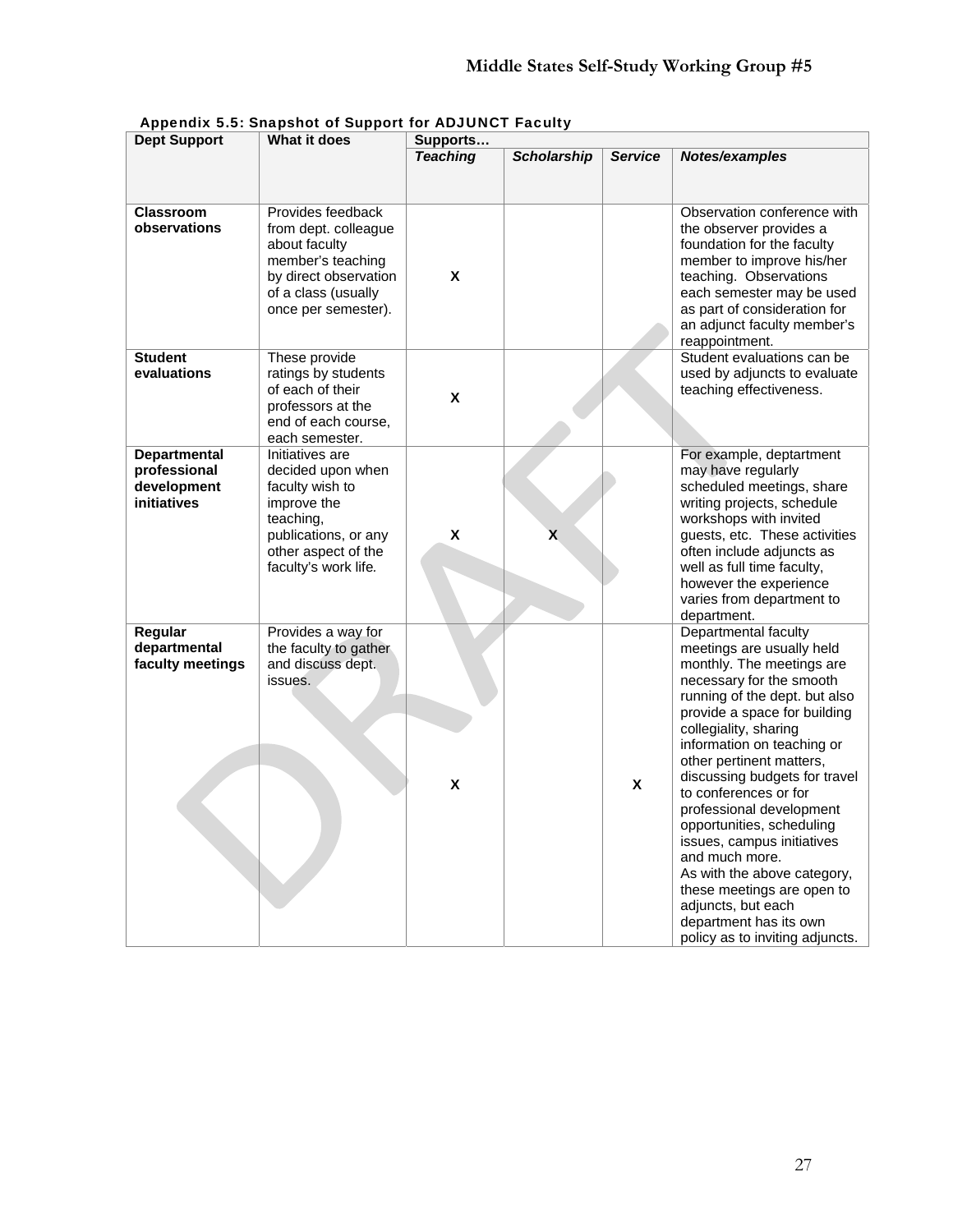**Appendix 5.5: Snapshot of Support for ADJUNCT Faculty**

| Dept Support | What it does | Supports… | | | |
|---|---|---|---|---|---|
| | | ***Teaching*** | ***Scholarship*** | ***Service*** | ***Notes/examples*** |
| **Classroom observations** | Provides feedback from dept. colleague about faculty member's teaching by direct observation of a class (usually once per semester). | X | | | Observation conference with the observer provides a foundation for the faculty member to improve his/her teaching. Observations each semester may be used as part of consideration for an adjunct faculty member's reappointment. |
| **Student evaluations** | These provide ratings by students of each of their professors at the end of each course, each semester. | X | | | Student evaluations can be used by adjuncts to evaluate teaching effectiveness. |
| **Departmental professional development initiatives** | Initiatives are decided upon when faculty wish to improve the teaching, publications, or any other aspect of the faculty's work life. | X | X | | For example, deptartment may have regularly scheduled meetings, share writing projects, schedule workshops with invited guests, etc. These activities often include adjuncts as well as full time faculty, however the experience varies from department to department. |
| **Regular departmental faculty meetings** | Provides a way for the faculty to gather and discuss dept. issues. | X | | X | Departmental faculty meetings are usually held monthly. The meetings are necessary for the smooth running of the dept. but also provide a space for building collegiality, sharing information on teaching or other pertinent matters, discussing budgets for travel to conferences or for professional development opportunities, scheduling issues, campus initiatives and much more. As with the above category, these meetings are open to adjuncts, but each department has its own policy as to inviting adjuncts. |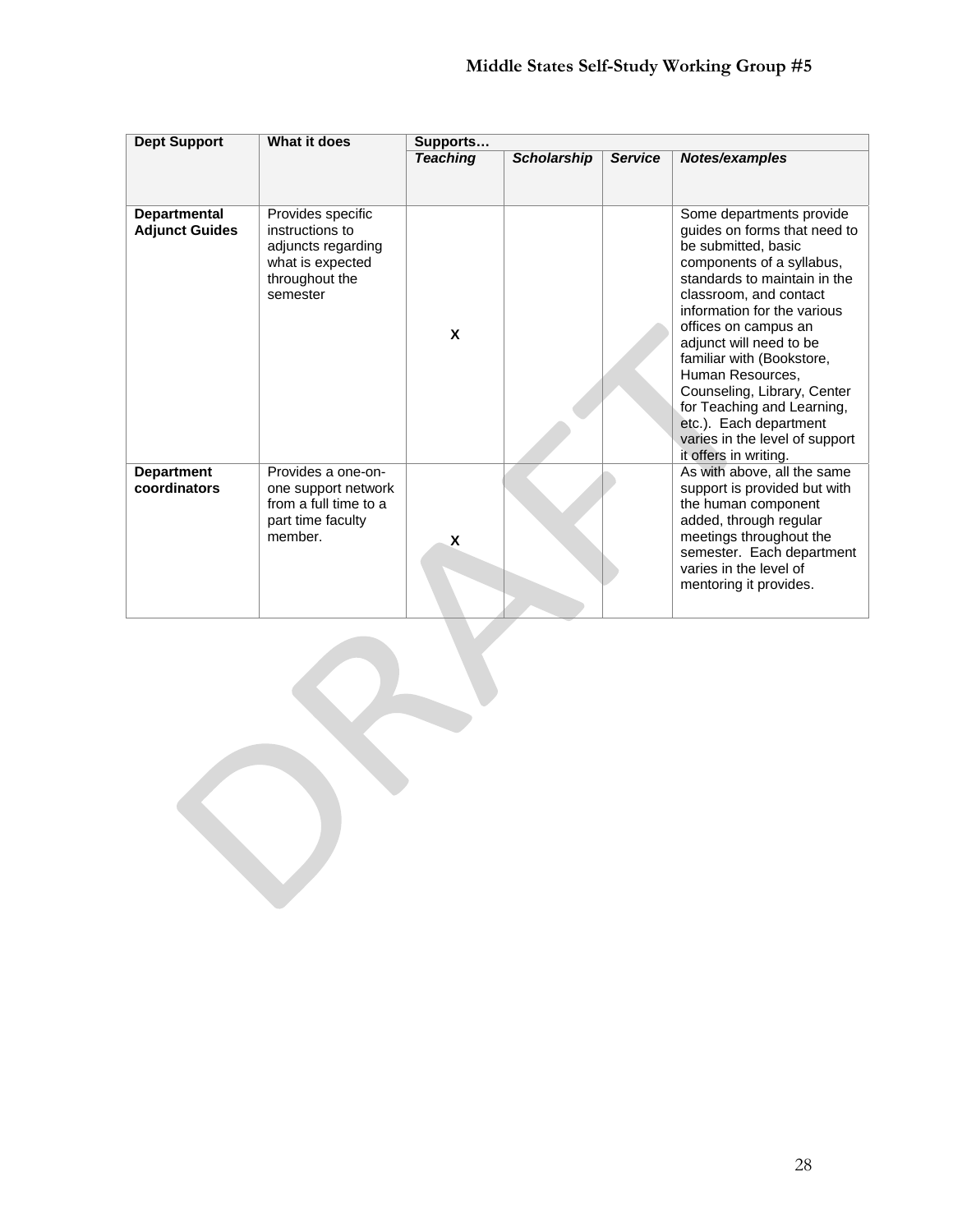| Dept Support | What it does | Supports… | | | |
|---|---|---|---|---|---|
| | | ***Teaching*** | ***Scholarship*** | ***Service*** | ***Notes/examples*** |
| **Departmental Adjunct Guides** | Provides specific instructions to adjuncts regarding what is expected throughout the semester | **X** | | | Some departments provide guides on forms that need to be submitted, basic components of a syllabus, standards to maintain in the classroom, and contact information for the various offices on campus an adjunct will need to be familiar with (Bookstore, Human Resources, Counseling, Library, Center for Teaching and Learning, etc.). Each department varies in the level of support it offers in writing. |
| **Department coordinators** | Provides a one-on-one support network from a full time to a part time faculty member. | **X** | | | As with above, all the same support is provided but with the human component added, through regular meetings throughout the semester. Each department varies in the level of mentoring it provides. |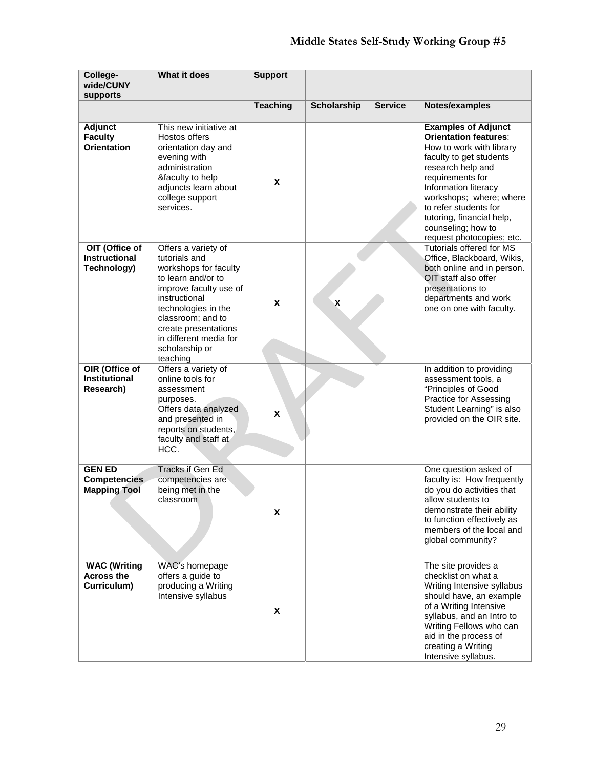| College-wide/CUNY supports | What it does | Support | | | |
|---|---|---|---|---|---|
| | | **Teaching** | **Scholarship** | **Service** | **Notes/examples** |
| **Adjunct Faculty Orientation** | This new initiative at Hostos offers orientation day and evening with administration &faculty to help adjuncts learn about college support services. | X | | | **Examples of Adjunct Orientation features**: How to work with library faculty to get students research help and requirements for Information literacy workshops; where; where to refer students for tutoring, financial help, counseling; how to request photocopies; etc. |
| **OIT (Office of Instructional Technology)** | Offers a variety of tutorials and workshops for faculty to learn and/or to improve faculty use of instructional technologies in the classroom; and to create presentations in different media for scholarship or teaching | X | X | | Tutorials offered for MS Office, Blackboard, Wikis, both online and in person. OIT staff also offer presentations to departments and work one on one with faculty. |
| **OIR (Office of Institutional Research)** | Offers a variety of online tools for assessment purposes. Offers data analyzed and presented in reports on students, faculty and staff at HCC. | X | | | In addition to providing assessment tools, a "Principles of Good Practice for Assessing Student Learning" is also provided on the OIR site. |
| **GEN ED Competencies Mapping Tool** | Tracks if Gen Ed competencies are being met in the classroom | X | | | One question asked of faculty is: How frequently do you do activities that allow students to demonstrate their ability to function effectively as members of the local and global community? |
| **WAC (Writing Across the Curriculum)** | WAC's homepage offers a guide to producing a Writing Intensive syllabus | X | | | The site provides a checklist on what a Writing Intensive syllabus should have, an example of a Writing Intensive syllabus, and an Intro to Writing Fellows who can aid in the process of creating a Writing Intensive syllabus. |